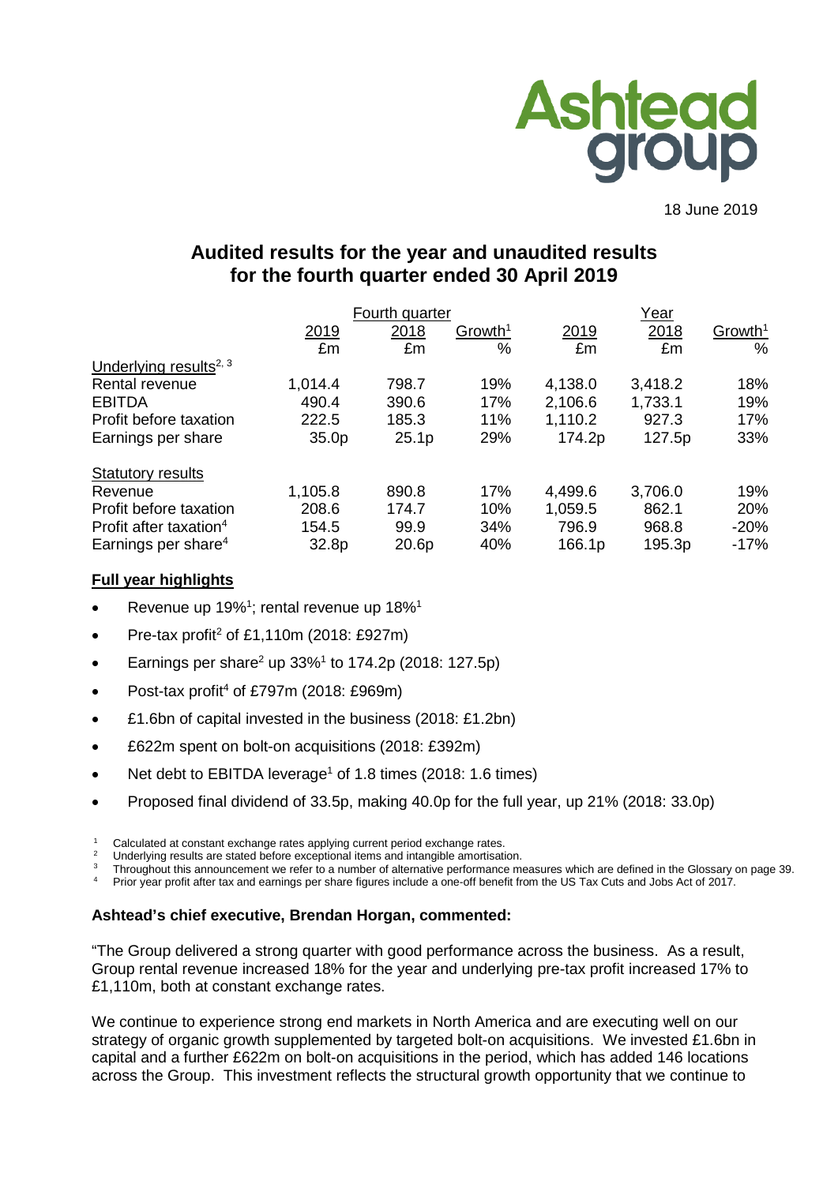Ashtead group

18 June 2019

# Audited results for the year and unaudited results for the fourth quarter ended 30 April 2019

| | Fourth quarter | | | Year | | |
|---|---|---|---|---|---|---|
| | 2019 | 2018 | Growth[1] | 2019 | 2018 | Growth[1] |
| | £m | £m | % | £m | £m | % |
| Underlying results[2, 3] | | | | | | |
| Rental revenue | 1,014.4 | 798.7 | 19% | 4,138.0 | 3,418.2 | 18% |
| EBITDA | 490.4 | 390.6 | 17% | 2,106.6 | 1,733.1 | 19% |
| Profit before taxation | 222.5 | 185.3 | 11% | 1,110.2 | 927.3 | 17% |
| Earnings per share | 35.0p | 25.1p | 29% | 174.2p | 127.5p | 33% |
| Statutory results | | | | | | |
| Revenue | 1,105.8 | 890.8 | 17% | 4,499.6 | 3,706.0 | 19% |
| Profit before taxation | 208.6 | 174.7 | 10% | 1,059.5 | 862.1 | 20% |
| Profit after taxation[4] | 154.5 | 99.9 | 34% | 796.9 | 968.8 | -20% |
| Earnings per share[4] | 32.8p | 20.6p | 40% | 166.1p | 195.3p | -17% |

**Full year highlights**

- Revenue up 19%[1]; rental revenue up 18%[1]
- Pre-tax profit[2] of £1,110m (2018: £927m)
- Earnings per share[2] up 33%[1] to 174.2p (2018: 127.5p)
- Post-tax profit[4] of £797m (2018: £969m)
- £1.6bn of capital invested in the business (2018: £1.2bn)
- £622m spent on bolt-on acquisitions (2018: £392m)
- Net debt to EBITDA leverage[1] of 1.8 times (2018: 1.6 times)
- Proposed final dividend of 33.5p, making 40.0p for the full year, up 21% (2018: 33.0p)

[1] Calculated at constant exchange rates applying current period exchange rates.
[2] Underlying results are stated before exceptional items and intangible amortisation.
[3] Throughout this announcement we refer to a number of alternative performance measures which are defined in the Glossary on page 39.
[4] Prior year profit after tax and earnings per share figures include a one-off benefit from the US Tax Cuts and Jobs Act of 2017.

**Ashtead's chief executive, Brendan Horgan, commented:**

"The Group delivered a strong quarter with good performance across the business. As a result, Group rental revenue increased 18% for the year and underlying pre-tax profit increased 17% to £1,110m, both at constant exchange rates.

We continue to experience strong end markets in North America and are executing well on our strategy of organic growth supplemented by targeted bolt-on acquisitions. We invested £1.6bn in capital and a further £622m on bolt-on acquisitions in the period, which has added 146 locations across the Group. This investment reflects the structural growth opportunity that we continue to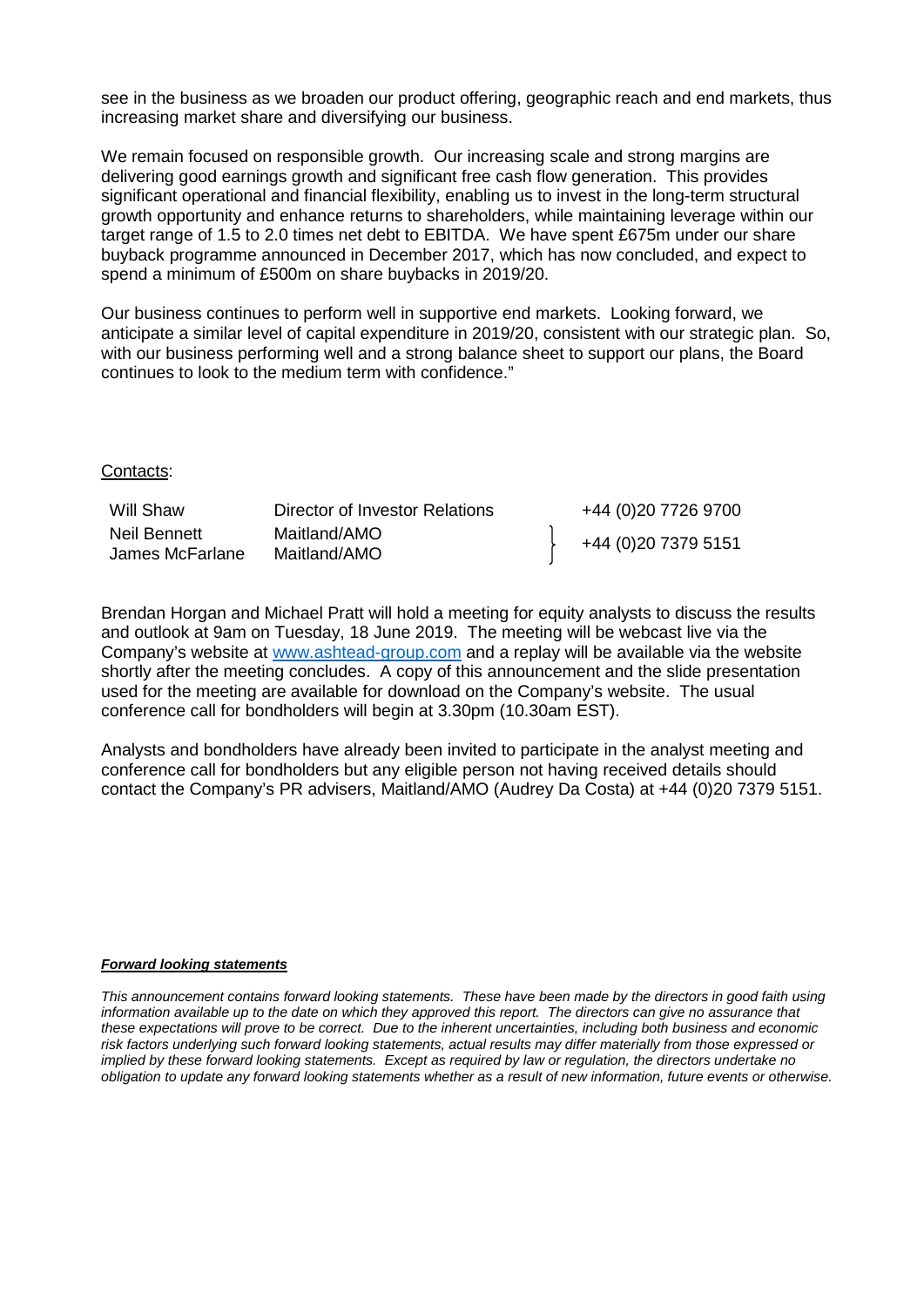see in the business as we broaden our product offering, geographic reach and end markets, thus increasing market share and diversifying our business.

We remain focused on responsible growth. Our increasing scale and strong margins are delivering good earnings growth and significant free cash flow generation. This provides significant operational and financial flexibility, enabling us to invest in the long-term structural growth opportunity and enhance returns to shareholders, while maintaining leverage within our target range of 1.5 to 2.0 times net debt to EBITDA. We have spent £675m under our share buyback programme announced in December 2017, which has now concluded, and expect to spend a minimum of £500m on share buybacks in 2019/20.

Our business continues to perform well in supportive end markets. Looking forward, we anticipate a similar level of capital expenditure in 2019/20, consistent with our strategic plan. So, with our business performing well and a strong balance sheet to support our plans, the Board continues to look to the medium term with confidence."

Contacts:

| | | |
|---|---|---|
| Will Shaw | Director of Investor Relations | +44 (0)20 7726 9700 |
| Neil Bennett | Maitland/AMO | +44 (0)20 7379 5151 |
| James McFarlane | Maitland/AMO | |

Brendan Horgan and Michael Pratt will hold a meeting for equity analysts to discuss the results and outlook at 9am on Tuesday, 18 June 2019. The meeting will be webcast live via the Company's website at www.ashtead-group.com and a replay will be available via the website shortly after the meeting concludes. A copy of this announcement and the slide presentation used for the meeting are available for download on the Company's website. The usual conference call for bondholders will begin at 3.30pm (10.30am EST).

Analysts and bondholders have already been invited to participate in the analyst meeting and conference call for bondholders but any eligible person not having received details should contact the Company's PR advisers, Maitland/AMO (Audrey Da Costa) at +44 (0)20 7379 5151.

***Forward looking statements***

*This announcement contains forward looking statements. These have been made by the directors in good faith using information available up to the date on which they approved this report. The directors can give no assurance that these expectations will prove to be correct. Due to the inherent uncertainties, including both business and economic risk factors underlying such forward looking statements, actual results may differ materially from those expressed or implied by these forward looking statements. Except as required by law or regulation, the directors undertake no obligation to update any forward looking statements whether as a result of new information, future events or otherwise.*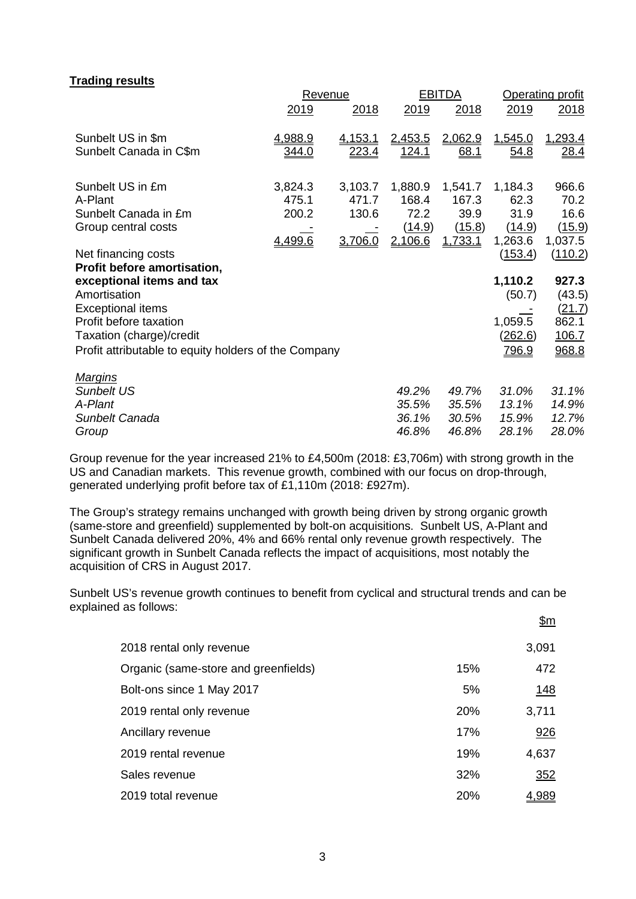**Trading results**

| | Revenue | | EBITDA | | Operating profit | |
|---|---|---|---|---|---|---|
| | 2019 | 2018 | 2019 | 2018 | 2019 | 2018 |
| Sunbelt US in $m | 4,988.9 | 4,153.1 | 2,453.5 | 2,062.9 | 1,545.0 | 1,293.4 |
| Sunbelt Canada in C$m | 344.0 | 223.4 | 124.1 | 68.1 | 54.8 | 28.4 |
| | | | | | | |
| Sunbelt US in £m | 3,824.3 | 3,103.7 | 1,880.9 | 1,541.7 | 1,184.3 | 966.6 |
| A-Plant | 475.1 | 471.7 | 168.4 | 167.3 | 62.3 | 70.2 |
| Sunbelt Canada in £m | 200.2 | 130.6 | 72.2 | 39.9 | 31.9 | 16.6 |
| Group central costs | - | - | (14.9) | (15.8) | (14.9) | (15.9) |
| | 4,499.6 | 3,706.0 | 2,106.6 | 1,733.1 | 1,263.6 | 1,037.5 |
| Net financing costs | | | | | (153.4) | (110.2) |
| **Profit before amortisation, exceptional items and tax** | | | | | **1,110.2** | **927.3** |
| Amortisation | | | | | (50.7) | (43.5) |
| Exceptional items | | | | | - | (21.7) |
| Profit before taxation | | | | | 1,059.5 | 862.1 |
| Taxation (charge)/credit | | | | | (262.6) | 106.7 |
| Profit attributable to equity holders of the Company | | | | | 796.9 | 968.8 |
| | | | | | | |
| *Margins* | | | | | | |
| *Sunbelt US* | | | *49.2%* | *49.7%* | *31.0%* | *31.1%* |
| *A-Plant* | | | *35.5%* | *35.5%* | *13.1%* | *14.9%* |
| *Sunbelt Canada* | | | *36.1%* | *30.5%* | *15.9%* | *12.7%* |
| *Group* | | | *46.8%* | *46.8%* | *28.1%* | *28.0%* |

Group revenue for the year increased 21% to £4,500m (2018: £3,706m) with strong growth in the US and Canadian markets. This revenue growth, combined with our focus on drop-through, generated underlying profit before tax of £1,110m (2018: £927m).

The Group's strategy remains unchanged with growth being driven by strong organic growth (same-store and greenfield) supplemented by bolt-on acquisitions. Sunbelt US, A-Plant and Sunbelt Canada delivered 20%, 4% and 66% rental only revenue growth respectively. The significant growth in Sunbelt Canada reflects the impact of acquisitions, most notably the acquisition of CRS in August 2017.

Sunbelt US's revenue growth continues to benefit from cyclical and structural trends and can be explained as follows:

| | | $m |
|---|---|---|
| 2018 rental only revenue | | 3,091 |
| Organic (same-store and greenfields) | 15% | 472 |
| Bolt-ons since 1 May 2017 | 5% | 148 |
| 2019 rental only revenue | 20% | 3,711 |
| Ancillary revenue | 17% | 926 |
| 2019 rental revenue | 19% | 4,637 |
| Sales revenue | 32% | 352 |
| 2019 total revenue | 20% | 4,989 |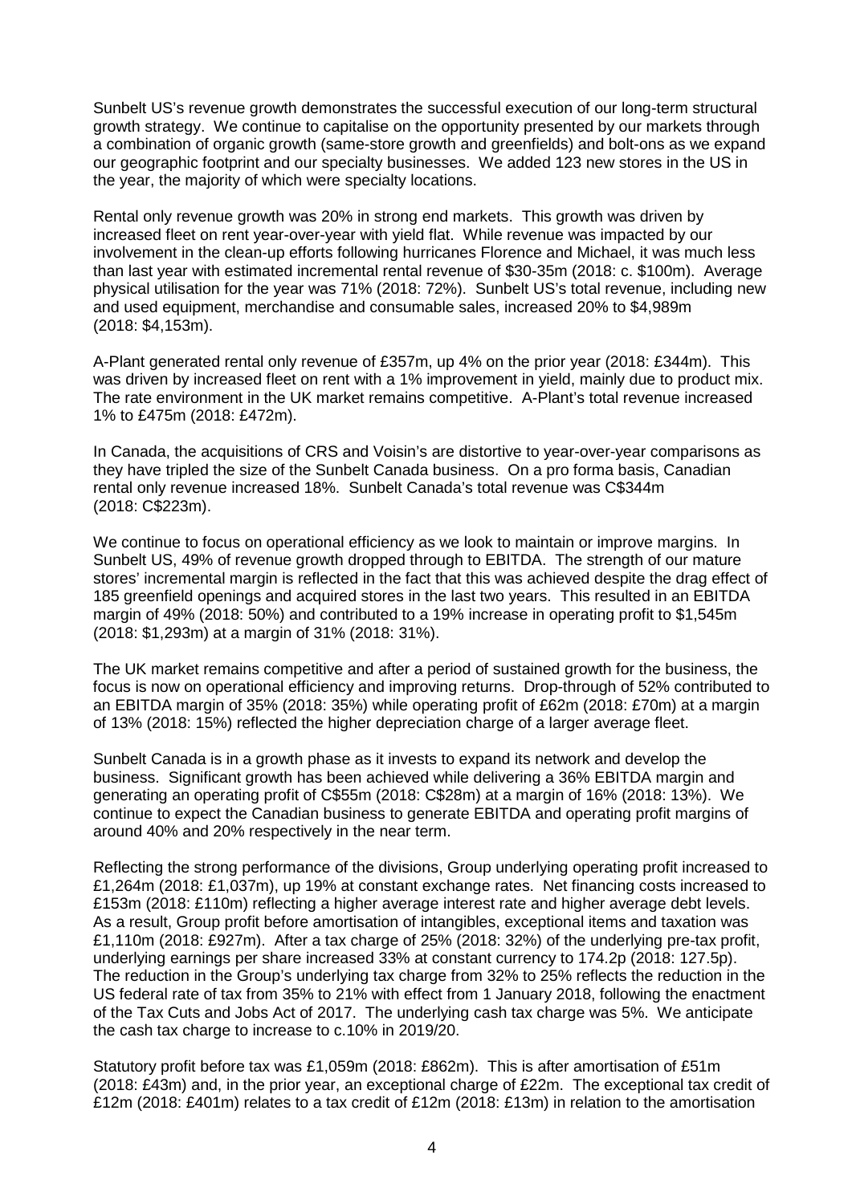Sunbelt US's revenue growth demonstrates the successful execution of our long-term structural growth strategy. We continue to capitalise on the opportunity presented by our markets through a combination of organic growth (same-store growth and greenfields) and bolt-ons as we expand our geographic footprint and our specialty businesses. We added 123 new stores in the US in the year, the majority of which were specialty locations.

Rental only revenue growth was 20% in strong end markets. This growth was driven by increased fleet on rent year-over-year with yield flat. While revenue was impacted by our involvement in the clean-up efforts following hurricanes Florence and Michael, it was much less than last year with estimated incremental rental revenue of $30-35m (2018: c. $100m). Average physical utilisation for the year was 71% (2018: 72%). Sunbelt US's total revenue, including new and used equipment, merchandise and consumable sales, increased 20% to $4,989m (2018: $4,153m).

A-Plant generated rental only revenue of £357m, up 4% on the prior year (2018: £344m). This was driven by increased fleet on rent with a 1% improvement in yield, mainly due to product mix. The rate environment in the UK market remains competitive. A-Plant's total revenue increased 1% to £475m (2018: £472m).

In Canada, the acquisitions of CRS and Voisin's are distortive to year-over-year comparisons as they have tripled the size of the Sunbelt Canada business. On a pro forma basis, Canadian rental only revenue increased 18%. Sunbelt Canada's total revenue was C$344m (2018: C$223m).

We continue to focus on operational efficiency as we look to maintain or improve margins. In Sunbelt US, 49% of revenue growth dropped through to EBITDA. The strength of our mature stores' incremental margin is reflected in the fact that this was achieved despite the drag effect of 185 greenfield openings and acquired stores in the last two years. This resulted in an EBITDA margin of 49% (2018: 50%) and contributed to a 19% increase in operating profit to $1,545m (2018: $1,293m) at a margin of 31% (2018: 31%).

The UK market remains competitive and after a period of sustained growth for the business, the focus is now on operational efficiency and improving returns. Drop-through of 52% contributed to an EBITDA margin of 35% (2018: 35%) while operating profit of £62m (2018: £70m) at a margin of 13% (2018: 15%) reflected the higher depreciation charge of a larger average fleet.

Sunbelt Canada is in a growth phase as it invests to expand its network and develop the business. Significant growth has been achieved while delivering a 36% EBITDA margin and generating an operating profit of C$55m (2018: C$28m) at a margin of 16% (2018: 13%). We continue to expect the Canadian business to generate EBITDA and operating profit margins of around 40% and 20% respectively in the near term.

Reflecting the strong performance of the divisions, Group underlying operating profit increased to £1,264m (2018: £1,037m), up 19% at constant exchange rates. Net financing costs increased to £153m (2018: £110m) reflecting a higher average interest rate and higher average debt levels. As a result, Group profit before amortisation of intangibles, exceptional items and taxation was £1,110m (2018: £927m). After a tax charge of 25% (2018: 32%) of the underlying pre-tax profit, underlying earnings per share increased 33% at constant currency to 174.2p (2018: 127.5p). The reduction in the Group's underlying tax charge from 32% to 25% reflects the reduction in the US federal rate of tax from 35% to 21% with effect from 1 January 2018, following the enactment of the Tax Cuts and Jobs Act of 2017. The underlying cash tax charge was 5%. We anticipate the cash tax charge to increase to c.10% in 2019/20.

Statutory profit before tax was £1,059m (2018: £862m). This is after amortisation of £51m (2018: £43m) and, in the prior year, an exceptional charge of £22m. The exceptional tax credit of £12m (2018: £401m) relates to a tax credit of £12m (2018: £13m) in relation to the amortisation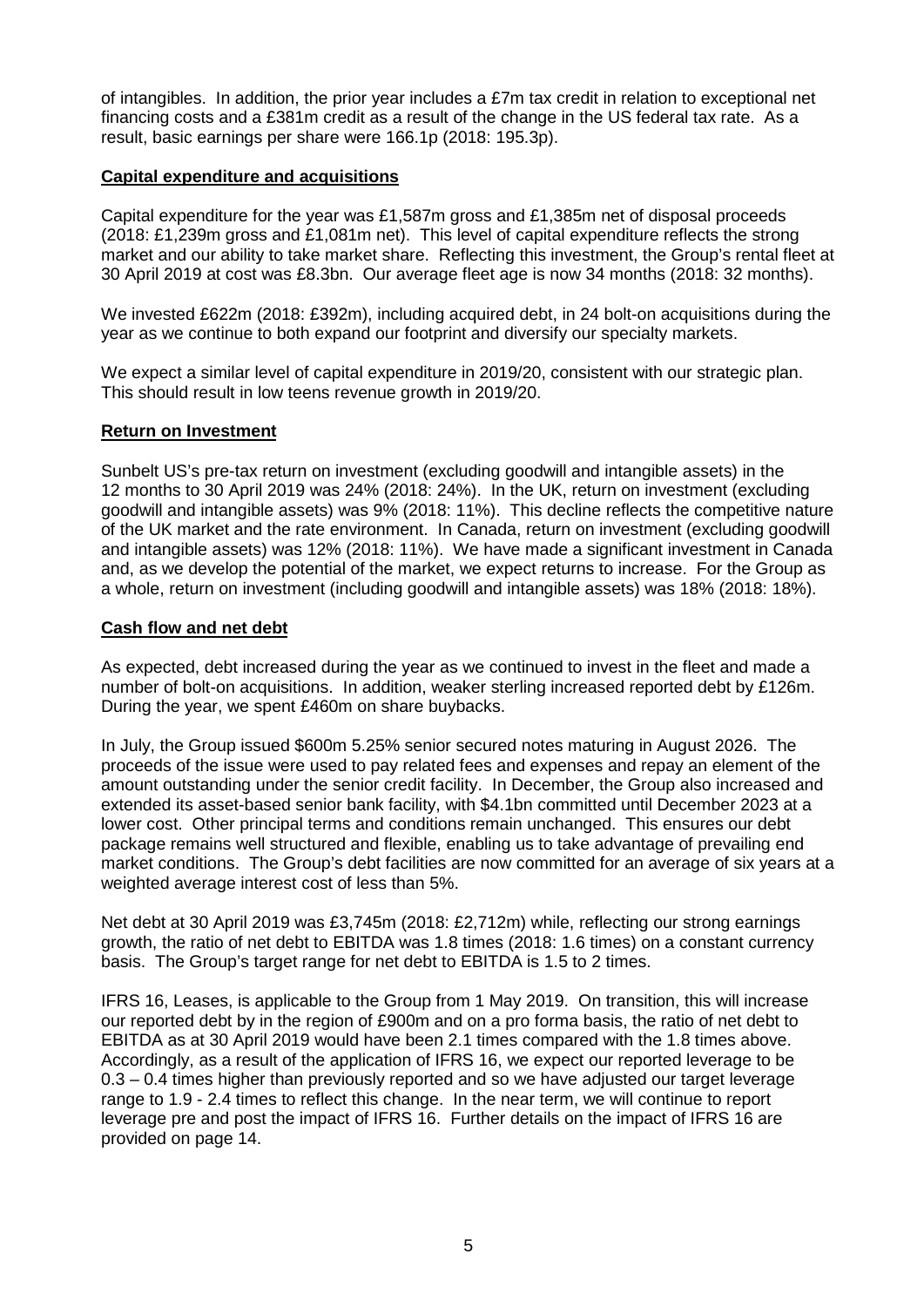of intangibles. In addition, the prior year includes a £7m tax credit in relation to exceptional net financing costs and a £381m credit as a result of the change in the US federal tax rate. As a result, basic earnings per share were 166.1p (2018: 195.3p).

**Capital expenditure and acquisitions**

Capital expenditure for the year was £1,587m gross and £1,385m net of disposal proceeds (2018: £1,239m gross and £1,081m net). This level of capital expenditure reflects the strong market and our ability to take market share. Reflecting this investment, the Group's rental fleet at 30 April 2019 at cost was £8.3bn. Our average fleet age is now 34 months (2018: 32 months).

We invested £622m (2018: £392m), including acquired debt, in 24 bolt-on acquisitions during the year as we continue to both expand our footprint and diversify our specialty markets.

We expect a similar level of capital expenditure in 2019/20, consistent with our strategic plan. This should result in low teens revenue growth in 2019/20.

**Return on Investment**

Sunbelt US's pre-tax return on investment (excluding goodwill and intangible assets) in the 12 months to 30 April 2019 was 24% (2018: 24%). In the UK, return on investment (excluding goodwill and intangible assets) was 9% (2018: 11%). This decline reflects the competitive nature of the UK market and the rate environment. In Canada, return on investment (excluding goodwill and intangible assets) was 12% (2018: 11%). We have made a significant investment in Canada and, as we develop the potential of the market, we expect returns to increase. For the Group as a whole, return on investment (including goodwill and intangible assets) was 18% (2018: 18%).

**Cash flow and net debt**

As expected, debt increased during the year as we continued to invest in the fleet and made a number of bolt-on acquisitions. In addition, weaker sterling increased reported debt by £126m. During the year, we spent £460m on share buybacks.

In July, the Group issued $600m 5.25% senior secured notes maturing in August 2026. The proceeds of the issue were used to pay related fees and expenses and repay an element of the amount outstanding under the senior credit facility. In December, the Group also increased and extended its asset-based senior bank facility, with $4.1bn committed until December 2023 at a lower cost. Other principal terms and conditions remain unchanged. This ensures our debt package remains well structured and flexible, enabling us to take advantage of prevailing end market conditions. The Group's debt facilities are now committed for an average of six years at a weighted average interest cost of less than 5%.

Net debt at 30 April 2019 was £3,745m (2018: £2,712m) while, reflecting our strong earnings growth, the ratio of net debt to EBITDA was 1.8 times (2018: 1.6 times) on a constant currency basis. The Group's target range for net debt to EBITDA is 1.5 to 2 times.

IFRS 16, Leases, is applicable to the Group from 1 May 2019. On transition, this will increase our reported debt by in the region of £900m and on a pro forma basis, the ratio of net debt to EBITDA as at 30 April 2019 would have been 2.1 times compared with the 1.8 times above. Accordingly, as a result of the application of IFRS 16, we expect our reported leverage to be 0.3 – 0.4 times higher than previously reported and so we have adjusted our target leverage range to 1.9 - 2.4 times to reflect this change. In the near term, we will continue to report leverage pre and post the impact of IFRS 16. Further details on the impact of IFRS 16 are provided on page 14.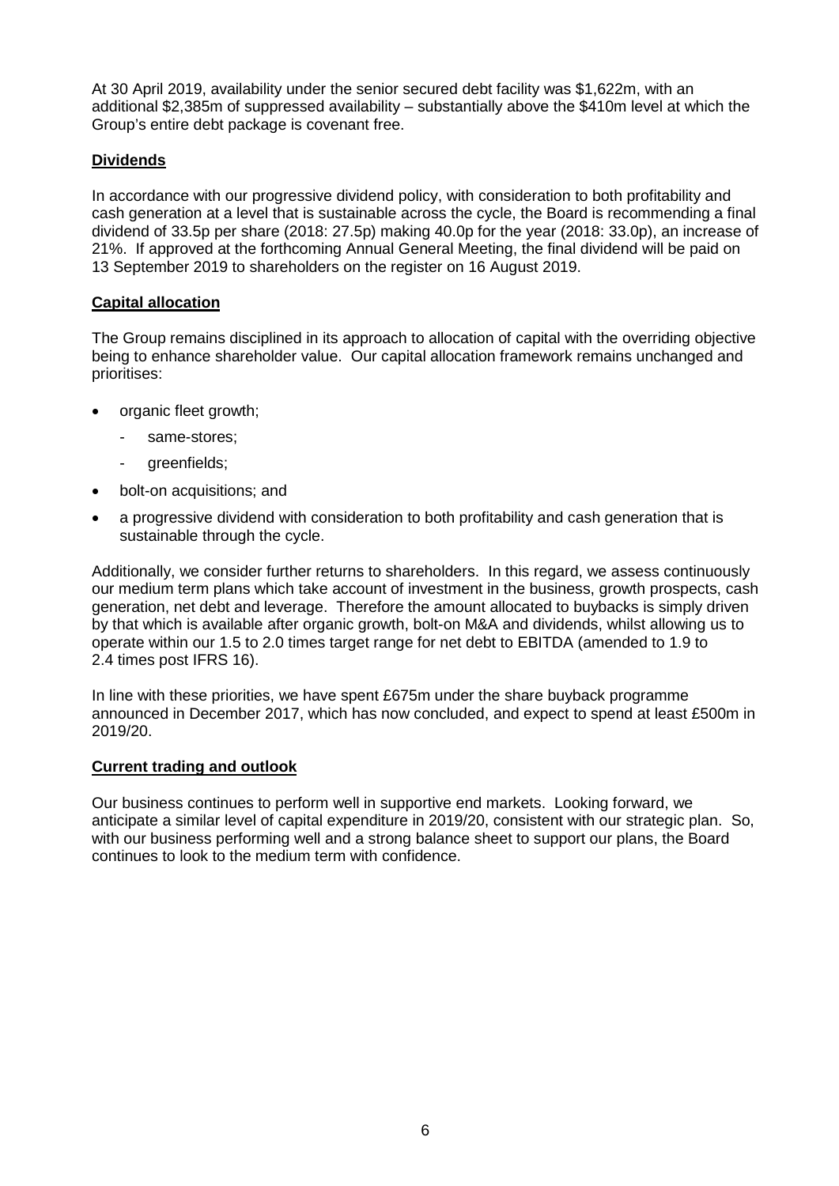At 30 April 2019, availability under the senior secured debt facility was $1,622m, with an additional $2,385m of suppressed availability – substantially above the $410m level at which the Group's entire debt package is covenant free.

## Dividends

In accordance with our progressive dividend policy, with consideration to both profitability and cash generation at a level that is sustainable across the cycle, the Board is recommending a final dividend of 33.5p per share (2018: 27.5p) making 40.0p for the year (2018: 33.0p), an increase of 21%. If approved at the forthcoming Annual General Meeting, the final dividend will be paid on 13 September 2019 to shareholders on the register on 16 August 2019.

## Capital allocation

The Group remains disciplined in its approach to allocation of capital with the overriding objective being to enhance shareholder value. Our capital allocation framework remains unchanged and prioritises:

- organic fleet growth;
    - same-stores;
    - greenfields;
- bolt-on acquisitions; and
- a progressive dividend with consideration to both profitability and cash generation that is sustainable through the cycle.

Additionally, we consider further returns to shareholders. In this regard, we assess continuously our medium term plans which take account of investment in the business, growth prospects, cash generation, net debt and leverage. Therefore the amount allocated to buybacks is simply driven by that which is available after organic growth, bolt-on M&A and dividends, whilst allowing us to operate within our 1.5 to 2.0 times target range for net debt to EBITDA (amended to 1.9 to 2.4 times post IFRS 16).

In line with these priorities, we have spent £675m under the share buyback programme announced in December 2017, which has now concluded, and expect to spend at least £500m in 2019/20.

## Current trading and outlook

Our business continues to perform well in supportive end markets. Looking forward, we anticipate a similar level of capital expenditure in 2019/20, consistent with our strategic plan. So, with our business performing well and a strong balance sheet to support our plans, the Board continues to look to the medium term with confidence.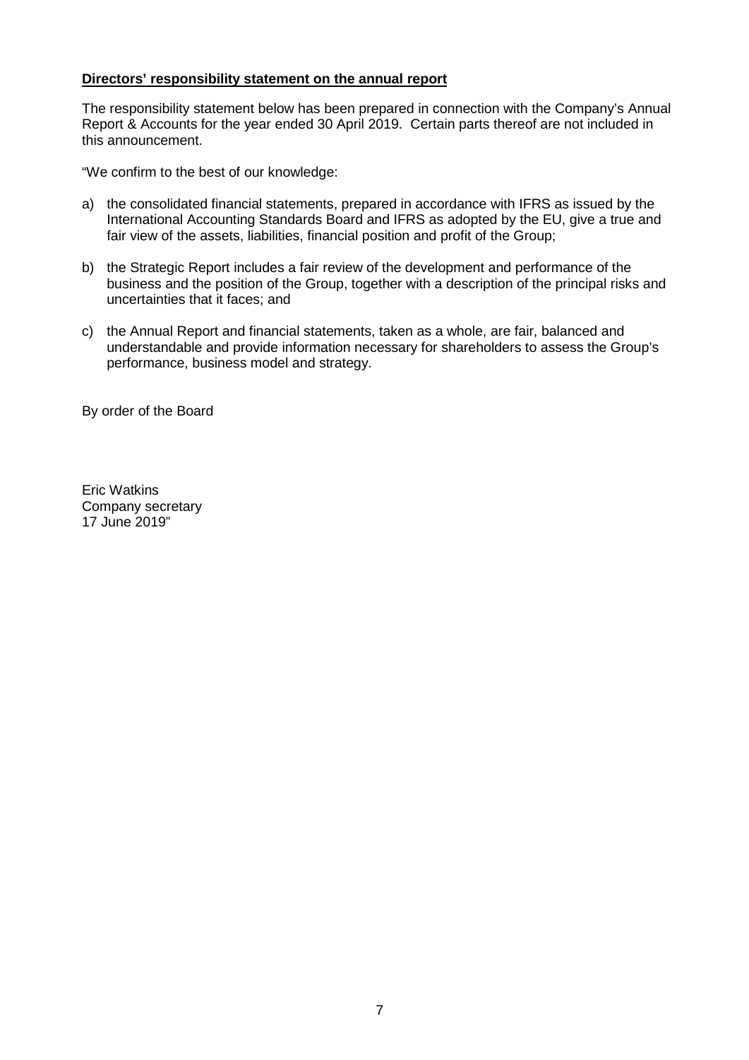**Directors' responsibility statement on the annual report**

The responsibility statement below has been prepared in connection with the Company's Annual Report & Accounts for the year ended 30 April 2019. Certain parts thereof are not included in this announcement.

"We confirm to the best of our knowledge:

a) the consolidated financial statements, prepared in accordance with IFRS as issued by the International Accounting Standards Board and IFRS as adopted by the EU, give a true and fair view of the assets, liabilities, financial position and profit of the Group;

b) the Strategic Report includes a fair review of the development and performance of the business and the position of the Group, together with a description of the principal risks and uncertainties that it faces; and

c) the Annual Report and financial statements, taken as a whole, are fair, balanced and understandable and provide information necessary for shareholders to assess the Group's performance, business model and strategy.

By order of the Board

Eric Watkins
Company secretary
17 June 2019"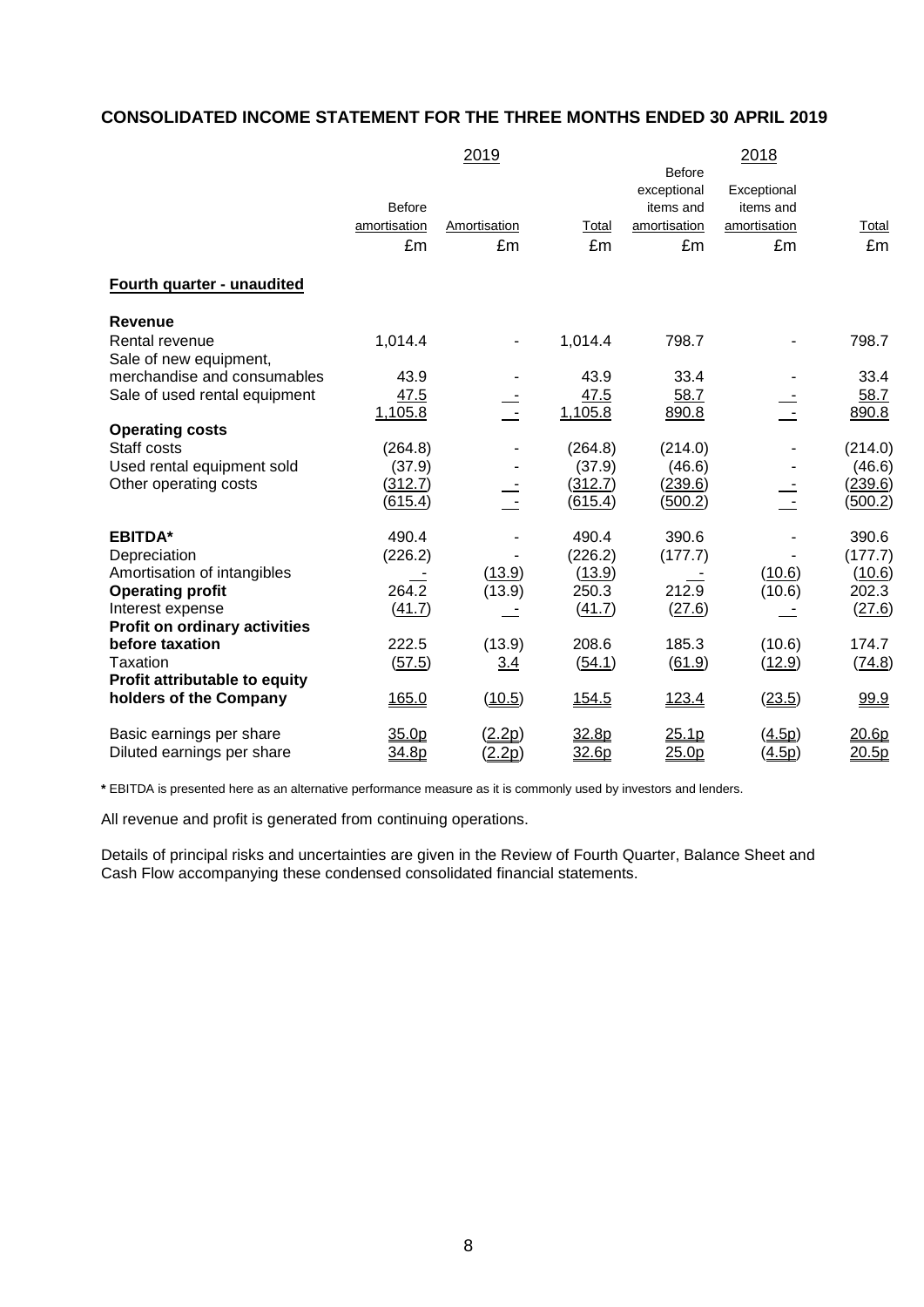## CONSOLIDATED INCOME STATEMENT FOR THE THREE MONTHS ENDED 30 APRIL 2019

| | 2019 | | | 2018 | | |
|---|---|---|---|---|---|---|
| | Before amortisation | Amortisation | Total | Before exceptional items and amortisation | Exceptional items and amortisation | Total |
| | £m | £m | £m | £m | £m | £m |
| **Fourth quarter - unaudited** | | | | | | |
| **Revenue** | | | | | | |
| Rental revenue | 1,014.4 | - | 1,014.4 | 798.7 | - | 798.7 |
| Sale of new equipment, merchandise and consumables | 43.9 | - | 43.9 | 33.4 | - | 33.4 |
| Sale of used rental equipment | 47.5 | - | 47.5 | 58.7 | - | 58.7 |
| | 1,105.8 | - | 1,105.8 | 890.8 | - | 890.8 |
| **Operating costs** | | | | | | |
| Staff costs | (264.8) | - | (264.8) | (214.0) | - | (214.0) |
| Used rental equipment sold | (37.9) | - | (37.9) | (46.6) | - | (46.6) |
| Other operating costs | (312.7) | - | (312.7) | (239.6) | - | (239.6) |
| | (615.4) | - | (615.4) | (500.2) | - | (500.2) |
| **EBITDA*** | 490.4 | - | 490.4 | 390.6 | - | 390.6 |
| Depreciation | (226.2) | - | (226.2) | (177.7) | - | (177.7) |
| Amortisation of intangibles | - | (13.9) | (13.9) | - | (10.6) | (10.6) |
| **Operating profit** | 264.2 | (13.9) | 250.3 | 212.9 | (10.6) | 202.3 |
| Interest expense | (41.7) | - | (41.7) | (27.6) | - | (27.6) |
| **Profit on ordinary activities before taxation** | 222.5 | (13.9) | 208.6 | 185.3 | (10.6) | 174.7 |
| Taxation | (57.5) | 3.4 | (54.1) | (61.9) | (12.9) | (74.8) |
| **Profit attributable to equity holders of the Company** | 165.0 | (10.5) | 154.5 | 123.4 | (23.5) | 99.9 |
| Basic earnings per share | 35.0p | (2.2p) | 32.8p | 25.1p | (4.5p) | 20.6p |
| Diluted earnings per share | 34.8p | (2.2p) | 32.6p | 25.0p | (4.5p) | 20.5p |

**\*** EBITDA is presented here as an alternative performance measure as it is commonly used by investors and lenders.

All revenue and profit is generated from continuing operations.

Details of principal risks and uncertainties are given in the Review of Fourth Quarter, Balance Sheet and Cash Flow accompanying these condensed consolidated financial statements.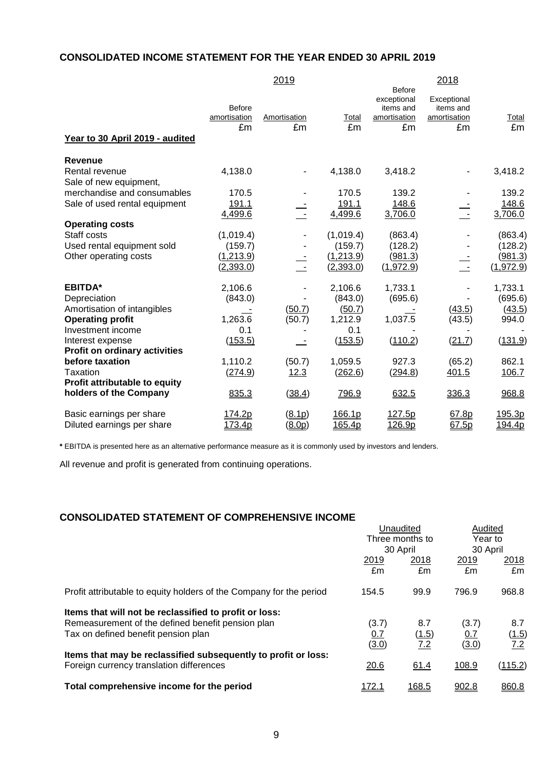## CONSOLIDATED INCOME STATEMENT FOR THE YEAR ENDED 30 APRIL 2019

| | 2019 | | | 2018 | | |
|---|---|---|---|---|---|---|
| | Before amortisation | Amortisation | Total | Before exceptional items and amortisation | Exceptional items and amortisation | Total |
| | £m | £m | £m | £m | £m | £m |
| **Year to 30 April 2019 - audited** | | | | | | |
| **Revenue** | | | | | | |
| Rental revenue | 4,138.0 | - | 4,138.0 | 3,418.2 | - | 3,418.2 |
| Sale of new equipment, merchandise and consumables | 170.5 | - | 170.5 | 139.2 | - | 139.2 |
| Sale of used rental equipment | 191.1 | - | 191.1 | 148.6 | - | 148.6 |
| | 4,499.6 | - | 4,499.6 | 3,706.0 | - | 3,706.0 |
| **Operating costs** | | | | | | |
| Staff costs | (1,019.4) | - | (1,019.4) | (863.4) | - | (863.4) |
| Used rental equipment sold | (159.7) | - | (159.7) | (128.2) | - | (128.2) |
| Other operating costs | (1,213.9) | - | (1,213.9) | (981.3) | - | (981.3) |
| | (2,393.0) | - | (2,393.0) | (1,972.9) | - | (1,972.9) |
| **EBITDA*** | 2,106.6 | - | 2,106.6 | 1,733.1 | - | 1,733.1 |
| Depreciation | (843.0) | - | (843.0) | (695.6) | - | (695.6) |
| Amortisation of intangibles | - | (50.7) | (50.7) | - | (43.5) | (43.5) |
| **Operating profit** | 1,263.6 | (50.7) | 1,212.9 | 1,037.5 | (43.5) | 994.0 |
| Investment income | 0.1 | - | 0.1 | - | | - |
| Interest expense | (153.5) | - | (153.5) | (110.2) | (21.7) | (131.9) |
| **Profit on ordinary activities before taxation** | 1,110.2 | (50.7) | 1,059.5 | 927.3 | (65.2) | 862.1 |
| Taxation | (274.9) | 12.3 | (262.6) | (294.8) | 401.5 | 106.7 |
| **Profit attributable to equity holders of the Company** | 835.3 | (38.4) | 796.9 | 632.5 | 336.3 | 968.8 |
| Basic earnings per share | 174.2p | (8.1p) | 166.1p | 127.5p | 67.8p | 195.3p |
| Diluted earnings per share | 173.4p | (8.0p) | 165.4p | 126.9p | 67.5p | 194.4p |

**\*** EBITDA is presented here as an alternative performance measure as it is commonly used by investors and lenders.

All revenue and profit is generated from continuing operations.

## CONSOLIDATED STATEMENT OF COMPREHENSIVE INCOME

| | Unaudited Three months to 30 April | | Audited Year to 30 April | |
|---|---|---|---|---|
| | 2019 | 2018 | 2019 | 2018 |
| | £m | £m | £m | £m |
| Profit attributable to equity holders of the Company for the period | 154.5 | 99.9 | 796.9 | 968.8 |
| **Items that will not be reclassified to profit or loss:** | | | | |
| Remeasurement of the defined benefit pension plan | (3.7) | 8.7 | (3.7) | 8.7 |
| Tax on defined benefit pension plan | 0.7 | (1.5) | 0.7 | (1.5) |
| | (3.0) | 7.2 | (3.0) | 7.2 |
| **Items that may be reclassified subsequently to profit or loss:** | | | | |
| Foreign currency translation differences | 20.6 | 61.4 | 108.9 | (115.2) |
| **Total comprehensive income for the period** | 172.1 | 168.5 | 902.8 | 860.8 |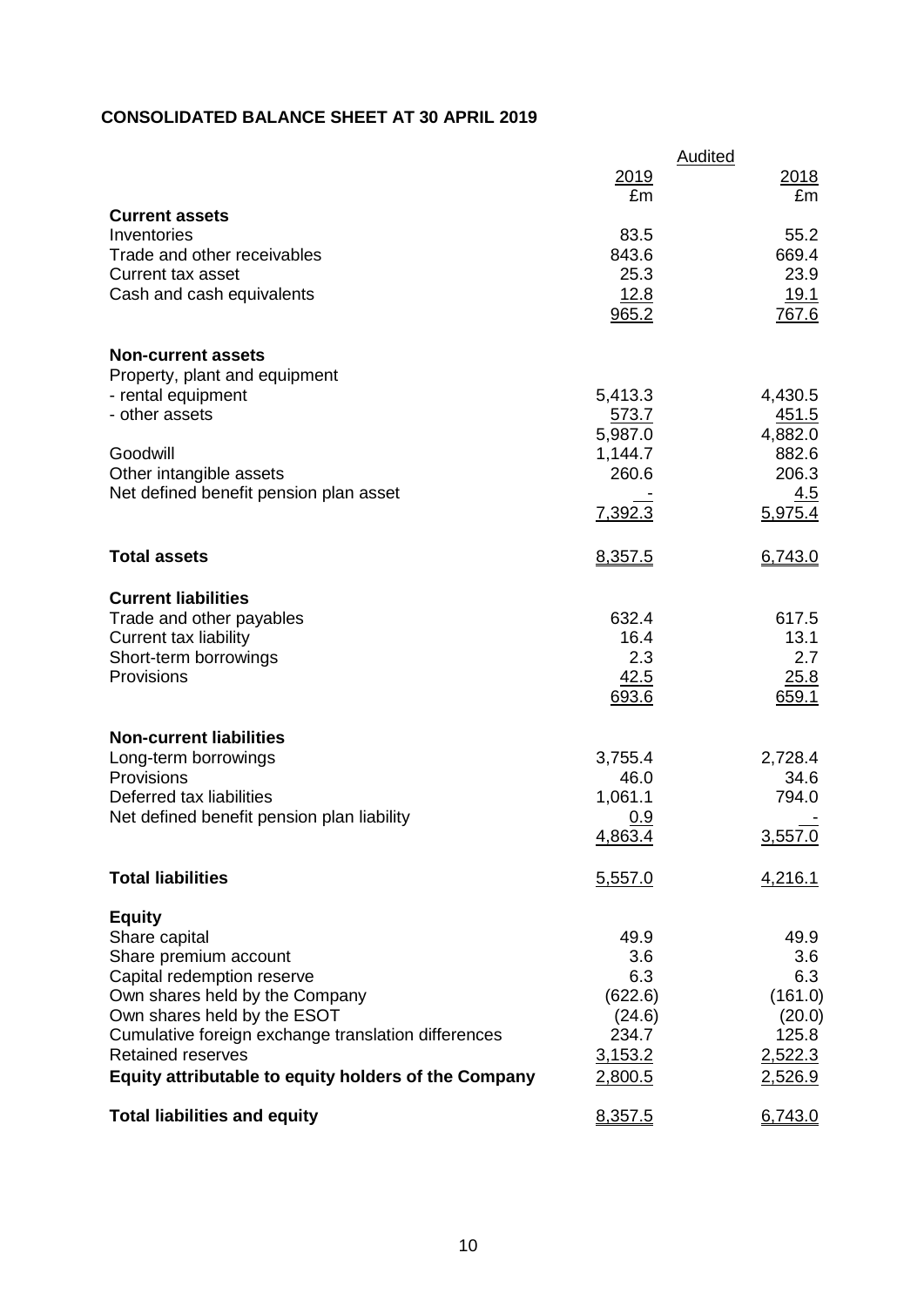**CONSOLIDATED BALANCE SHEET AT 30 APRIL 2019**

| | Audited | |
|---|---|---|
| | 2019 | 2018 |
| | £m | £m |
| **Current assets** | | |
| Inventories | 83.5 | 55.2 |
| Trade and other receivables | 843.6 | 669.4 |
| Current tax asset | 25.3 | 23.9 |
| Cash and cash equivalents | 12.8 | 19.1 |
| | 965.2 | 767.6 |
| **Non-current assets** | | |
| Property, plant and equipment | | |
| - rental equipment | 5,413.3 | 4,430.5 |
| - other assets | 573.7 | 451.5 |
| | 5,987.0 | 4,882.0 |
| Goodwill | 1,144.7 | 882.6 |
| Other intangible assets | 260.6 | 206.3 |
| Net defined benefit pension plan asset | - | 4.5 |
| | 7,392.3 | 5,975.4 |
| **Total assets** | 8,357.5 | 6,743.0 |
| **Current liabilities** | | |
| Trade and other payables | 632.4 | 617.5 |
| Current tax liability | 16.4 | 13.1 |
| Short-term borrowings | 2.3 | 2.7 |
| Provisions | 42.5 | 25.8 |
| | 693.6 | 659.1 |
| **Non-current liabilities** | | |
| Long-term borrowings | 3,755.4 | 2,728.4 |
| Provisions | 46.0 | 34.6 |
| Deferred tax liabilities | 1,061.1 | 794.0 |
| Net defined benefit pension plan liability | 0.9 | - |
| | 4,863.4 | 3,557.0 |
| **Total liabilities** | 5,557.0 | 4,216.1 |
| **Equity** | | |
| Share capital | 49.9 | 49.9 |
| Share premium account | 3.6 | 3.6 |
| Capital redemption reserve | 6.3 | 6.3 |
| Own shares held by the Company | (622.6) | (161.0) |
| Own shares held by the ESOT | (24.6) | (20.0) |
| Cumulative foreign exchange translation differences | 234.7 | 125.8 |
| Retained reserves | 3,153.2 | 2,522.3 |
| **Equity attributable to equity holders of the Company** | 2,800.5 | 2,526.9 |
| **Total liabilities and equity** | 8,357.5 | 6,743.0 |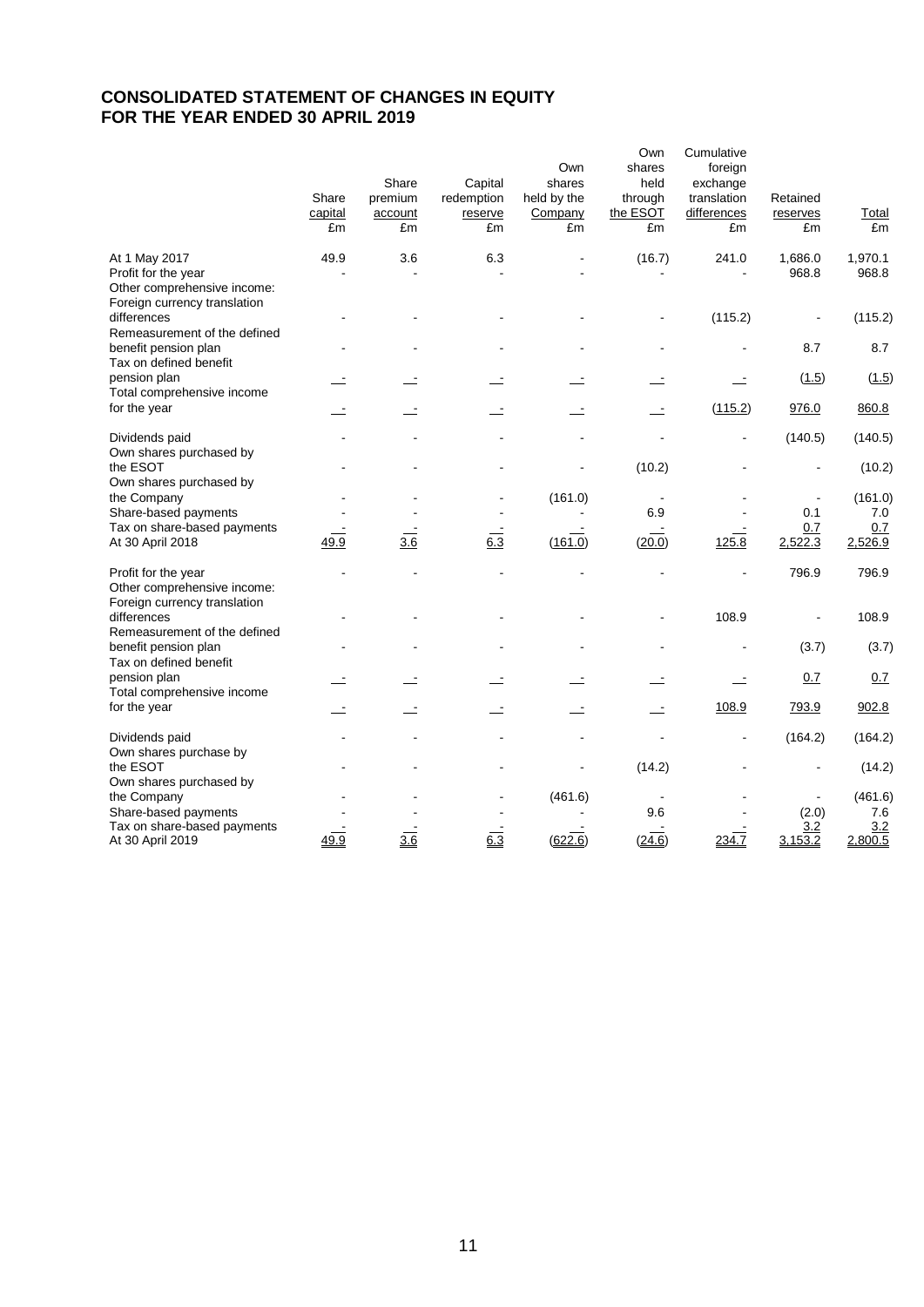# CONSOLIDATED STATEMENT OF CHANGES IN EQUITY
# FOR THE YEAR ENDED 30 APRIL 2019

| | Share capital £m | Share premium account £m | Capital redemption reserve £m | Own shares held by the Company £m | Own shares held through the ESOT £m | Cumulative foreign exchange translation differences £m | Retained reserves £m | Total £m |
|---|---|---|---|---|---|---|---|---|
| At 1 May 2017 | 49.9 | 3.6 | 6.3 | - | (16.7) | 241.0 | 1,686.0 | 1,970.1 |
| Profit for the year | - | - | - | - | - | - | 968.8 | 968.8 |
| Other comprehensive income: | | | | | | | | |
| Foreign currency translation differences | - | - | - | - | - | (115.2) | - | (115.2) |
| Remeasurement of the defined benefit pension plan | - | - | - | - | - | - | 8.7 | 8.7 |
| Tax on defined benefit pension plan | - | - | - | - | - | - | (1.5) | (1.5) |
| Total comprehensive income for the year | - | - | - | - | - | (115.2) | 976.0 | 860.8 |
| Dividends paid | - | - | - | - | - | - | (140.5) | (140.5) |
| Own shares purchased by the ESOT | - | - | - | - | (10.2) | - | - | (10.2) |
| Own shares purchased by the Company | - | - | - | (161.0) | - | - | - | (161.0) |
| Share-based payments | - | - | - | - | 6.9 | - | 0.1 | 7.0 |
| Tax on share-based payments | - | - | - | - | - | - | 0.7 | 0.7 |
| At 30 April 2018 | 49.9 | 3.6 | 6.3 | (161.0) | (20.0) | 125.8 | 2,522.3 | 2,526.9 |
| Profit for the year | - | - | - | - | - | - | 796.9 | 796.9 |
| Other comprehensive income: | | | | | | | | |
| Foreign currency translation differences | - | - | - | - | - | 108.9 | - | 108.9 |
| Remeasurement of the defined benefit pension plan | - | - | - | - | - | - | (3.7) | (3.7) |
| Tax on defined benefit pension plan | - | - | - | - | - | - | 0.7 | 0.7 |
| Total comprehensive income for the year | - | - | - | - | - | 108.9 | 793.9 | 902.8 |
| Dividends paid | - | - | - | - | - | - | (164.2) | (164.2) |
| Own shares purchase by the ESOT | - | - | - | - | (14.2) | - | - | (14.2) |
| Own shares purchased by the Company | - | - | - | (461.6) | - | - | - | (461.6) |
| Share-based payments | - | - | - | - | 9.6 | - | (2.0) | 7.6 |
| Tax on share-based payments | - | - | - | - | - | - | 3.2 | 3.2 |
| At 30 April 2019 | 49.9 | 3.6 | 6.3 | (622.6) | (24.6) | 234.7 | 3,153.2 | 2,800.5 |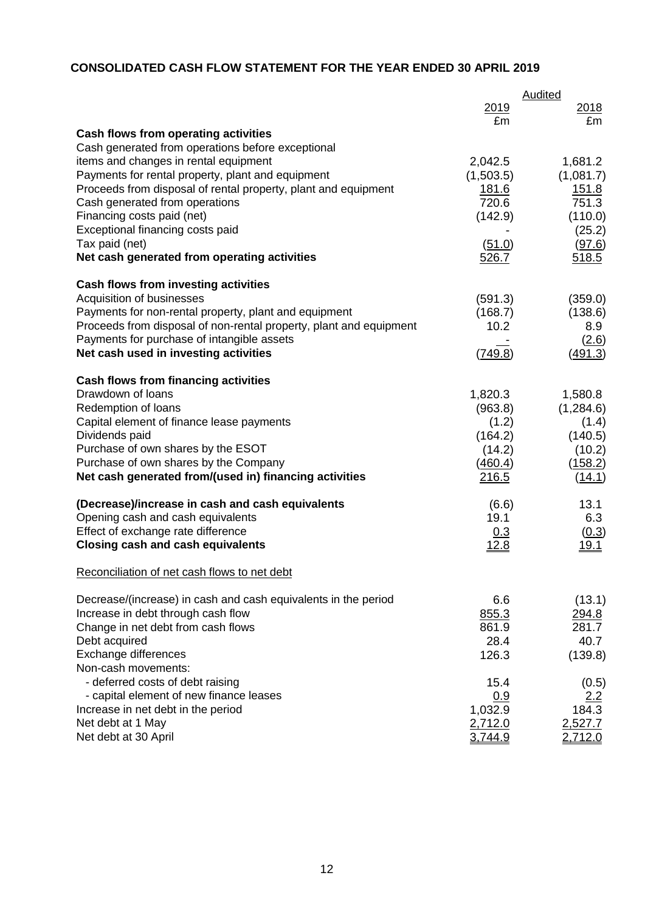# CONSOLIDATED CASH FLOW STATEMENT FOR THE YEAR ENDED 30 APRIL 2019

| | Audited | |
|---|---|---|
| | 2019 | 2018 |
| | £m | £m |
| **Cash flows from operating activities** | | |
| Cash generated from operations before exceptional items and changes in rental equipment | 2,042.5 | 1,681.2 |
| Payments for rental property, plant and equipment | (1,503.5) | (1,081.7) |
| Proceeds from disposal of rental property, plant and equipment | 181.6 | 151.8 |
| Cash generated from operations | 720.6 | 751.3 |
| Financing costs paid (net) | (142.9) | (110.0) |
| Exceptional financing costs paid | - | (25.2) |
| Tax paid (net) | (51.0) | (97.6) |
| **Net cash generated from operating activities** | 526.7 | 518.5 |
| | | |
| **Cash flows from investing activities** | | |
| Acquisition of businesses | (591.3) | (359.0) |
| Payments for non-rental property, plant and equipment | (168.7) | (138.6) |
| Proceeds from disposal of non-rental property, plant and equipment | 10.2 | 8.9 |
| Payments for purchase of intangible assets | - | (2.6) |
| **Net cash used in investing activities** | (749.8) | (491.3) |
| | | |
| **Cash flows from financing activities** | | |
| Drawdown of loans | 1,820.3 | 1,580.8 |
| Redemption of loans | (963.8) | (1,284.6) |
| Capital element of finance lease payments | (1.2) | (1.4) |
| Dividends paid | (164.2) | (140.5) |
| Purchase of own shares by the ESOT | (14.2) | (10.2) |
| Purchase of own shares by the Company | (460.4) | (158.2) |
| **Net cash generated from/(used in) financing activities** | 216.5 | (14.1) |
| | | |
| **(Decrease)/increase in cash and cash equivalents** | (6.6) | 13.1 |
| Opening cash and cash equivalents | 19.1 | 6.3 |
| Effect of exchange rate difference | 0.3 | (0.3) |
| **Closing cash and cash equivalents** | 12.8 | 19.1 |

Reconciliation of net cash flows to net debt

| | 2019 | 2018 |
|---|---|---|
| Decrease/(increase) in cash and cash equivalents in the period | 6.6 | (13.1) |
| Increase in debt through cash flow | 855.3 | 294.8 |
| Change in net debt from cash flows | 861.9 | 281.7 |
| Debt acquired | 28.4 | 40.7 |
| Exchange differences | 126.3 | (139.8) |
| Non-cash movements: | | |
| - deferred costs of debt raising | 15.4 | (0.5) |
| - capital element of new finance leases | 0.9 | 2.2 |
| Increase in net debt in the period | 1,032.9 | 184.3 |
| Net debt at 1 May | 2,712.0 | 2,527.7 |
| Net debt at 30 April | 3,744.9 | 2,712.0 |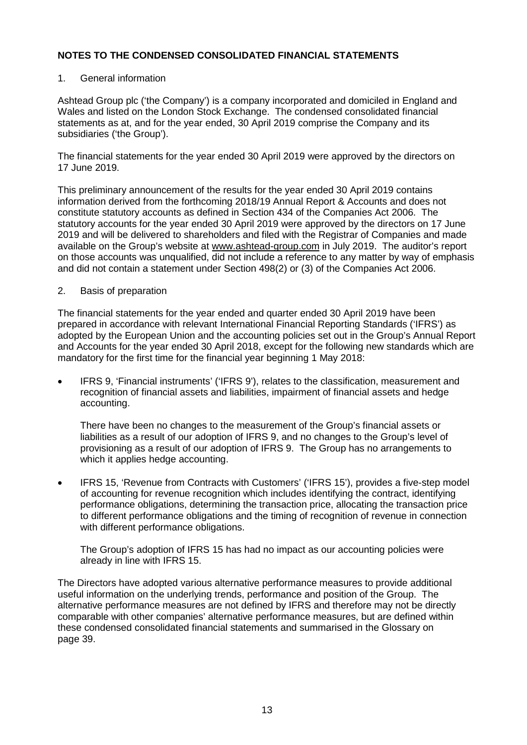**NOTES TO THE CONDENSED CONSOLIDATED FINANCIAL STATEMENTS**

1. General information

Ashtead Group plc ('the Company') is a company incorporated and domiciled in England and Wales and listed on the London Stock Exchange. The condensed consolidated financial statements as at, and for the year ended, 30 April 2019 comprise the Company and its subsidiaries ('the Group').

The financial statements for the year ended 30 April 2019 were approved by the directors on 17 June 2019.

This preliminary announcement of the results for the year ended 30 April 2019 contains information derived from the forthcoming 2018/19 Annual Report & Accounts and does not constitute statutory accounts as defined in Section 434 of the Companies Act 2006. The statutory accounts for the year ended 30 April 2019 were approved by the directors on 17 June 2019 and will be delivered to shareholders and filed with the Registrar of Companies and made available on the Group's website at www.ashtead-group.com in July 2019. The auditor's report on those accounts was unqualified, did not include a reference to any matter by way of emphasis and did not contain a statement under Section 498(2) or (3) of the Companies Act 2006.

2. Basis of preparation

The financial statements for the year ended and quarter ended 30 April 2019 have been prepared in accordance with relevant International Financial Reporting Standards ('IFRS') as adopted by the European Union and the accounting policies set out in the Group's Annual Report and Accounts for the year ended 30 April 2018, except for the following new standards which are mandatory for the first time for the financial year beginning 1 May 2018:

- IFRS 9, 'Financial instruments' ('IFRS 9'), relates to the classification, measurement and recognition of financial assets and liabilities, impairment of financial assets and hedge accounting.

  There have been no changes to the measurement of the Group's financial assets or liabilities as a result of our adoption of IFRS 9, and no changes to the Group's level of provisioning as a result of our adoption of IFRS 9. The Group has no arrangements to which it applies hedge accounting.

- IFRS 15, 'Revenue from Contracts with Customers' ('IFRS 15'), provides a five-step model of accounting for revenue recognition which includes identifying the contract, identifying performance obligations, determining the transaction price, allocating the transaction price to different performance obligations and the timing of recognition of revenue in connection with different performance obligations.

  The Group's adoption of IFRS 15 has had no impact as our accounting policies were already in line with IFRS 15.

The Directors have adopted various alternative performance measures to provide additional useful information on the underlying trends, performance and position of the Group. The alternative performance measures are not defined by IFRS and therefore may not be directly comparable with other companies' alternative performance measures, but are defined within these condensed consolidated financial statements and summarised in the Glossary on page 39.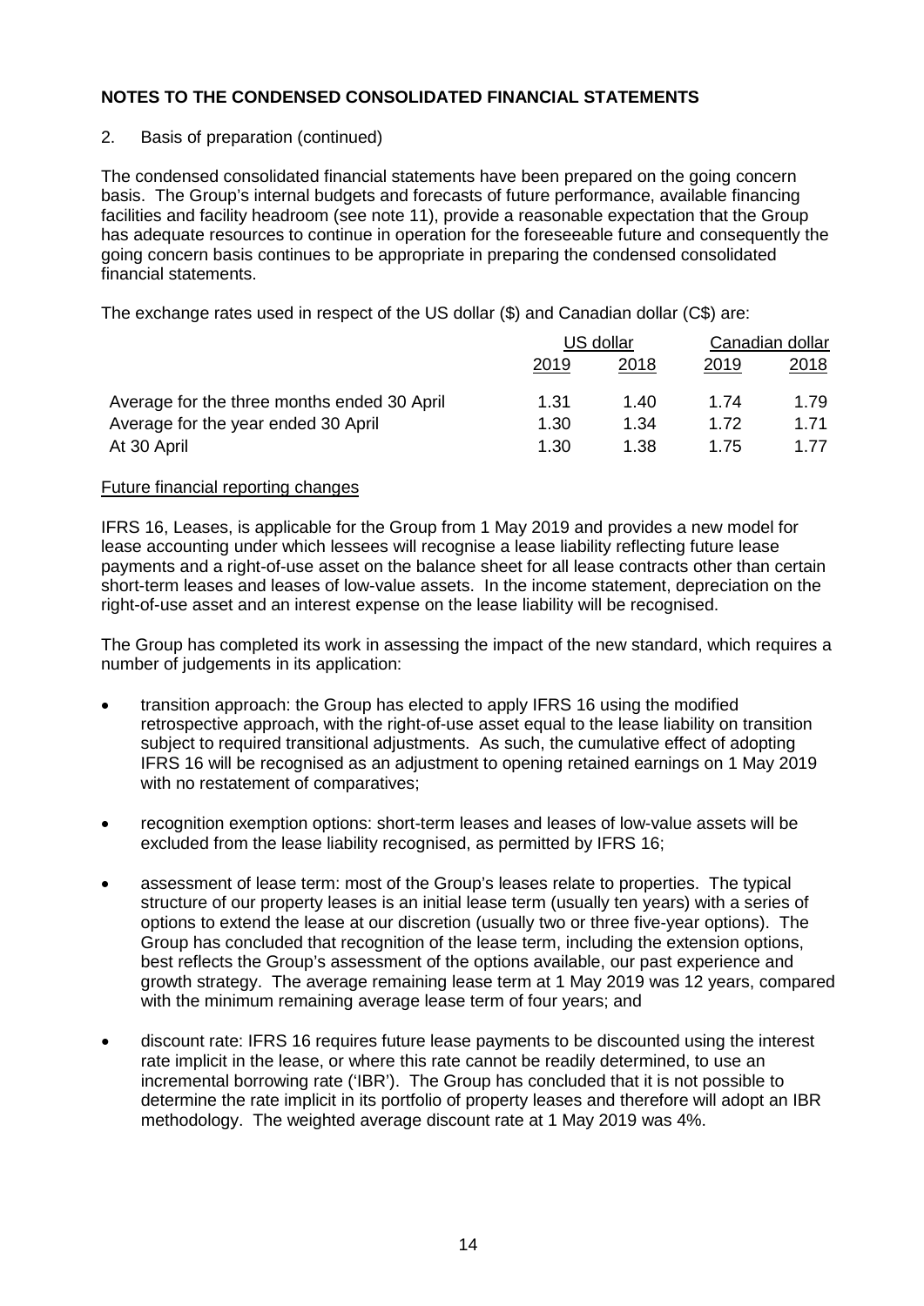**NOTES TO THE CONDENSED CONSOLIDATED FINANCIAL STATEMENTS**

2. Basis of preparation (continued)

The condensed consolidated financial statements have been prepared on the going concern basis. The Group's internal budgets and forecasts of future performance, available financing facilities and facility headroom (see note 11), provide a reasonable expectation that the Group has adequate resources to continue in operation for the foreseeable future and consequently the going concern basis continues to be appropriate in preparing the condensed consolidated financial statements.

The exchange rates used in respect of the US dollar ($) and Canadian dollar (C$) are:

| | US dollar | | Canadian dollar | |
|---|---|---|---|---|
| | 2019 | 2018 | 2019 | 2018 |
| Average for the three months ended 30 April | 1.31 | 1.40 | 1.74 | 1.79 |
| Average for the year ended 30 April | 1.30 | 1.34 | 1.72 | 1.71 |
| At 30 April | 1.30 | 1.38 | 1.75 | 1.77 |

Future financial reporting changes

IFRS 16, Leases, is applicable for the Group from 1 May 2019 and provides a new model for lease accounting under which lessees will recognise a lease liability reflecting future lease payments and a right-of-use asset on the balance sheet for all lease contracts other than certain short-term leases and leases of low-value assets. In the income statement, depreciation on the right-of-use asset and an interest expense on the lease liability will be recognised.

The Group has completed its work in assessing the impact of the new standard, which requires a number of judgements in its application:

- transition approach: the Group has elected to apply IFRS 16 using the modified retrospective approach, with the right-of-use asset equal to the lease liability on transition subject to required transitional adjustments. As such, the cumulative effect of adopting IFRS 16 will be recognised as an adjustment to opening retained earnings on 1 May 2019 with no restatement of comparatives;
- recognition exemption options: short-term leases and leases of low-value assets will be excluded from the lease liability recognised, as permitted by IFRS 16;
- assessment of lease term: most of the Group's leases relate to properties. The typical structure of our property leases is an initial lease term (usually ten years) with a series of options to extend the lease at our discretion (usually two or three five-year options). The Group has concluded that recognition of the lease term, including the extension options, best reflects the Group's assessment of the options available, our past experience and growth strategy. The average remaining lease term at 1 May 2019 was 12 years, compared with the minimum remaining average lease term of four years; and
- discount rate: IFRS 16 requires future lease payments to be discounted using the interest rate implicit in the lease, or where this rate cannot be readily determined, to use an incremental borrowing rate ('IBR'). The Group has concluded that it is not possible to determine the rate implicit in its portfolio of property leases and therefore will adopt an IBR methodology. The weighted average discount rate at 1 May 2019 was 4%.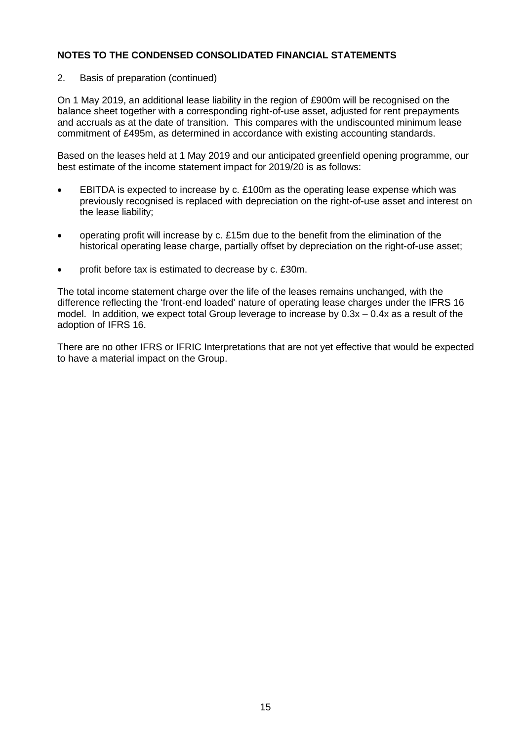**NOTES TO THE CONDENSED CONSOLIDATED FINANCIAL STATEMENTS**

2. Basis of preparation (continued)

On 1 May 2019, an additional lease liability in the region of £900m will be recognised on the balance sheet together with a corresponding right-of-use asset, adjusted for rent prepayments and accruals as at the date of transition. This compares with the undiscounted minimum lease commitment of £495m, as determined in accordance with existing accounting standards.

Based on the leases held at 1 May 2019 and our anticipated greenfield opening programme, our best estimate of the income statement impact for 2019/20 is as follows:

- EBITDA is expected to increase by c. £100m as the operating lease expense which was previously recognised is replaced with depreciation on the right-of-use asset and interest on the lease liability;
- operating profit will increase by c. £15m due to the benefit from the elimination of the historical operating lease charge, partially offset by depreciation on the right-of-use asset;
- profit before tax is estimated to decrease by c. £30m.

The total income statement charge over the life of the leases remains unchanged, with the difference reflecting the 'front-end loaded' nature of operating lease charges under the IFRS 16 model. In addition, we expect total Group leverage to increase by 0.3x – 0.4x as a result of the adoption of IFRS 16.

There are no other IFRS or IFRIC Interpretations that are not yet effective that would be expected to have a material impact on the Group.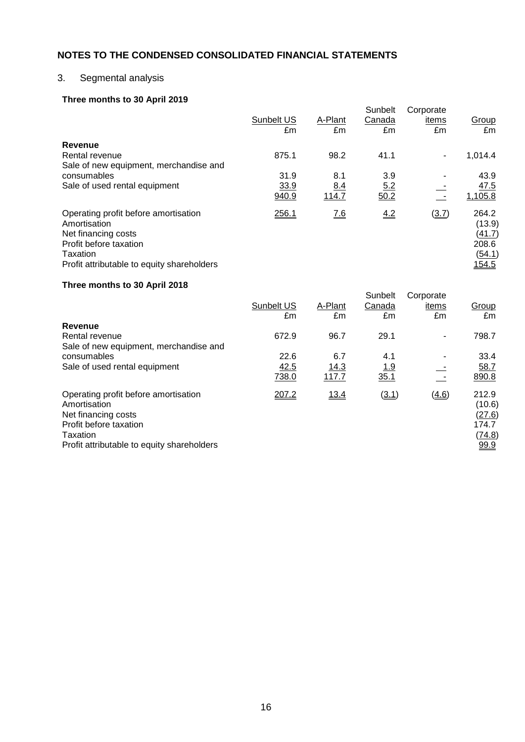## NOTES TO THE CONDENSED CONSOLIDATED FINANCIAL STATEMENTS

3. Segmental analysis

**Three months to 30 April 2019**

| | Sunbelt US | A-Plant | Sunbelt Canada | Corporate items | Group |
|---|---|---|---|---|---|
| | £m | £m | £m | £m | £m |
| **Revenue** | | | | | |
| Rental revenue | 875.1 | 98.2 | 41.1 | - | 1,014.4 |
| Sale of new equipment, merchandise and consumables | 31.9 | 8.1 | 3.9 | - | 43.9 |
| Sale of used rental equipment | 33.9 | 8.4 | 5.2 | - | 47.5 |
| | 940.9 | 114.7 | 50.2 | - | 1,105.8 |
| Operating profit before amortisation | 256.1 | 7.6 | 4.2 | (3.7) | 264.2 |
| Amortisation | | | | | (13.9) |
| Net financing costs | | | | | (41.7) |
| Profit before taxation | | | | | 208.6 |
| Taxation | | | | | (54.1) |
| Profit attributable to equity shareholders | | | | | 154.5 |

**Three months to 30 April 2018**

| | Sunbelt US | A-Plant | Sunbelt Canada | Corporate items | Group |
|---|---|---|---|---|---|
| | £m | £m | £m | £m | £m |
| **Revenue** | | | | | |
| Rental revenue | 672.9 | 96.7 | 29.1 | - | 798.7 |
| Sale of new equipment, merchandise and consumables | 22.6 | 6.7 | 4.1 | - | 33.4 |
| Sale of used rental equipment | 42.5 | 14.3 | 1.9 | - | 58.7 |
| | 738.0 | 117.7 | 35.1 | - | 890.8 |
| Operating profit before amortisation | 207.2 | 13.4 | (3.1) | (4.6) | 212.9 |
| Amortisation | | | | | (10.6) |
| Net financing costs | | | | | (27.6) |
| Profit before taxation | | | | | 174.7 |
| Taxation | | | | | (74.8) |
| Profit attributable to equity shareholders | | | | | 99.9 |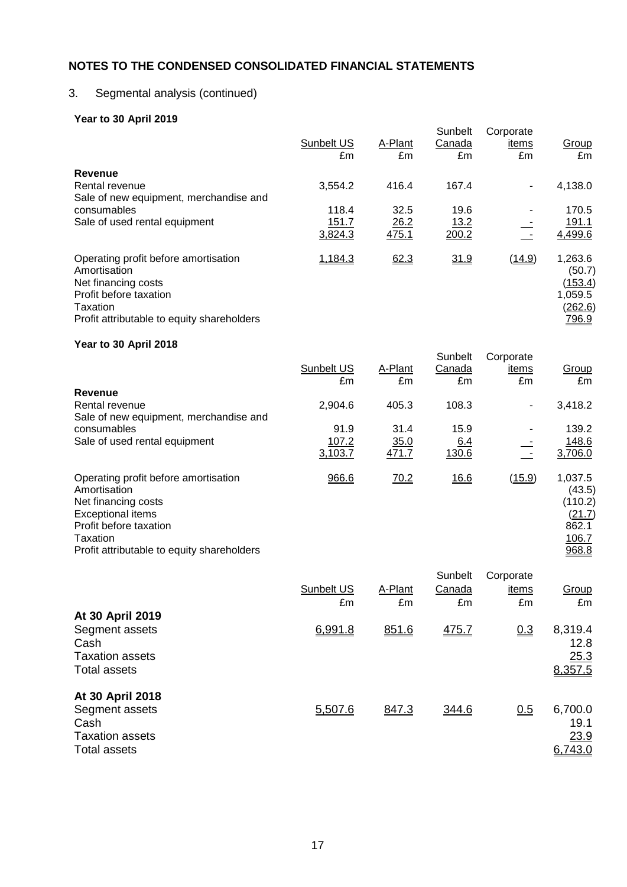## NOTES TO THE CONDENSED CONSOLIDATED FINANCIAL STATEMENTS

3. Segmental analysis (continued)

**Year to 30 April 2019**

| | Sunbelt US £m | A-Plant £m | Sunbelt Canada £m | Corporate items £m | Group £m |
|---|---|---|---|---|---|
| **Revenue** | | | | | |
| Rental revenue | 3,554.2 | 416.4 | 167.4 | - | 4,138.0 |
| Sale of new equipment, merchandise and consumables | 118.4 | 32.5 | 19.6 | - | 170.5 |
| Sale of used rental equipment | 151.7 | 26.2 | 13.2 | - | 191.1 |
| | 3,824.3 | 475.1 | 200.2 | - | 4,499.6 |
| Operating profit before amortisation | 1,184.3 | 62.3 | 31.9 | (14.9) | 1,263.6 |
| Amortisation | | | | | (50.7) |
| Net financing costs | | | | | (153.4) |
| Profit before taxation | | | | | 1,059.5 |
| Taxation | | | | | (262.6) |
| Profit attributable to equity shareholders | | | | | 796.9 |

**Year to 30 April 2018**

| | Sunbelt US £m | A-Plant £m | Sunbelt Canada £m | Corporate items £m | Group £m |
|---|---|---|---|---|---|
| **Revenue** | | | | | |
| Rental revenue | 2,904.6 | 405.3 | 108.3 | - | 3,418.2 |
| Sale of new equipment, merchandise and consumables | 91.9 | 31.4 | 15.9 | - | 139.2 |
| Sale of used rental equipment | 107.2 | 35.0 | 6.4 | - | 148.6 |
| | 3,103.7 | 471.7 | 130.6 | - | 3,706.0 |
| Operating profit before amortisation | 966.6 | 70.2 | 16.6 | (15.9) | 1,037.5 |
| Amortisation | | | | | (43.5) |
| Net financing costs | | | | | (110.2) |
| Exceptional items | | | | | (21.7) |
| Profit before taxation | | | | | 862.1 |
| Taxation | | | | | 106.7 |
| Profit attributable to equity shareholders | | | | | 968.8 |

| | Sunbelt US £m | A-Plant £m | Sunbelt Canada £m | Corporate items £m | Group £m |
|---|---|---|---|---|---|
| **At 30 April 2019** | | | | | |
| Segment assets | 6,991.8 | 851.6 | 475.7 | 0.3 | 8,319.4 |
| Cash | | | | | 12.8 |
| Taxation assets | | | | | 25.3 |
| Total assets | | | | | 8,357.5 |
| **At 30 April 2018** | | | | | |
| Segment assets | 5,507.6 | 847.3 | 344.6 | 0.5 | 6,700.0 |
| Cash | | | | | 19.1 |
| Taxation assets | | | | | 23.9 |
| Total assets | | | | | 6,743.0 |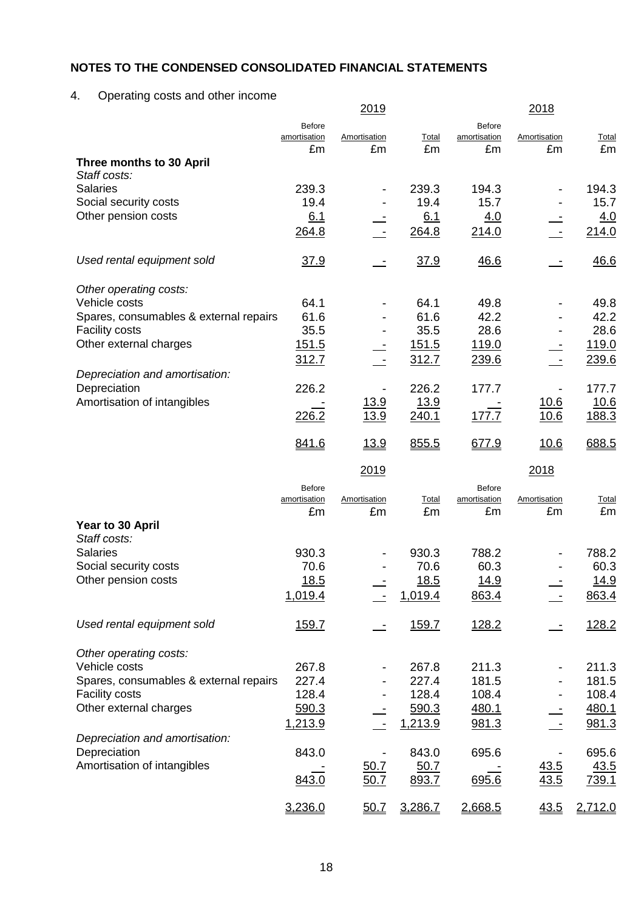## NOTES TO THE CONDENSED CONSOLIDATED FINANCIAL STATEMENTS

4. Operating costs and other income

| | 2019 | | | 2018 | | |
|---|---|---|---|---|---|---|
| | Before amortisation £m | Amortisation £m | Total £m | Before amortisation £m | Amortisation £m | Total £m |
| **Three months to 30 April** | | | | | | |
| *Staff costs:* | | | | | | |
| Salaries | 239.3 | - | 239.3 | 194.3 | - | 194.3 |
| Social security costs | 19.4 | - | 19.4 | 15.7 | - | 15.7 |
| Other pension costs | 6.1 | - | 6.1 | 4.0 | - | 4.0 |
| | 264.8 | - | 264.8 | 214.0 | - | 214.0 |
| *Used rental equipment sold* | 37.9 | - | 37.9 | 46.6 | - | 46.6 |
| *Other operating costs:* | | | | | | |
| Vehicle costs | 64.1 | - | 64.1 | 49.8 | - | 49.8 |
| Spares, consumables & external repairs | 61.6 | - | 61.6 | 42.2 | - | 42.2 |
| Facility costs | 35.5 | - | 35.5 | 28.6 | - | 28.6 |
| Other external charges | 151.5 | - | 151.5 | 119.0 | - | 119.0 |
| | 312.7 | - | 312.7 | 239.6 | - | 239.6 |
| *Depreciation and amortisation:* | | | | | | |
| Depreciation | 226.2 | - | 226.2 | 177.7 | - | 177.7 |
| Amortisation of intangibles | - | 13.9 | 13.9 | - | 10.6 | 10.6 |
| | 226.2 | 13.9 | 240.1 | 177.7 | 10.6 | 188.3 |
| | 841.6 | 13.9 | 855.5 | 677.9 | 10.6 | 688.5 |

| | 2019 | | | 2018 | | |
|---|---|---|---|---|---|---|
| | Before amortisation £m | Amortisation £m | Total £m | Before amortisation £m | Amortisation £m | Total £m |
| **Year to 30 April** | | | | | | |
| *Staff costs:* | | | | | | |
| Salaries | 930.3 | - | 930.3 | 788.2 | - | 788.2 |
| Social security costs | 70.6 | - | 70.6 | 60.3 | - | 60.3 |
| Other pension costs | 18.5 | - | 18.5 | 14.9 | - | 14.9 |
| | 1,019.4 | - | 1,019.4 | 863.4 | - | 863.4 |
| *Used rental equipment sold* | 159.7 | - | 159.7 | 128.2 | - | 128.2 |
| *Other operating costs:* | | | | | | |
| Vehicle costs | 267.8 | - | 267.8 | 211.3 | - | 211.3 |
| Spares, consumables & external repairs | 227.4 | - | 227.4 | 181.5 | - | 181.5 |
| Facility costs | 128.4 | - | 128.4 | 108.4 | - | 108.4 |
| Other external charges | 590.3 | - | 590.3 | 480.1 | - | 480.1 |
| | 1,213.9 | - | 1,213.9 | 981.3 | - | 981.3 |
| *Depreciation and amortisation:* | | | | | | |
| Depreciation | 843.0 | - | 843.0 | 695.6 | - | 695.6 |
| Amortisation of intangibles | - | 50.7 | 50.7 | - | 43.5 | 43.5 |
| | 843.0 | 50.7 | 893.7 | 695.6 | 43.5 | 739.1 |
| | 3,236.0 | 50.7 | 3,286.7 | 2,668.5 | 43.5 | 2,712.0 |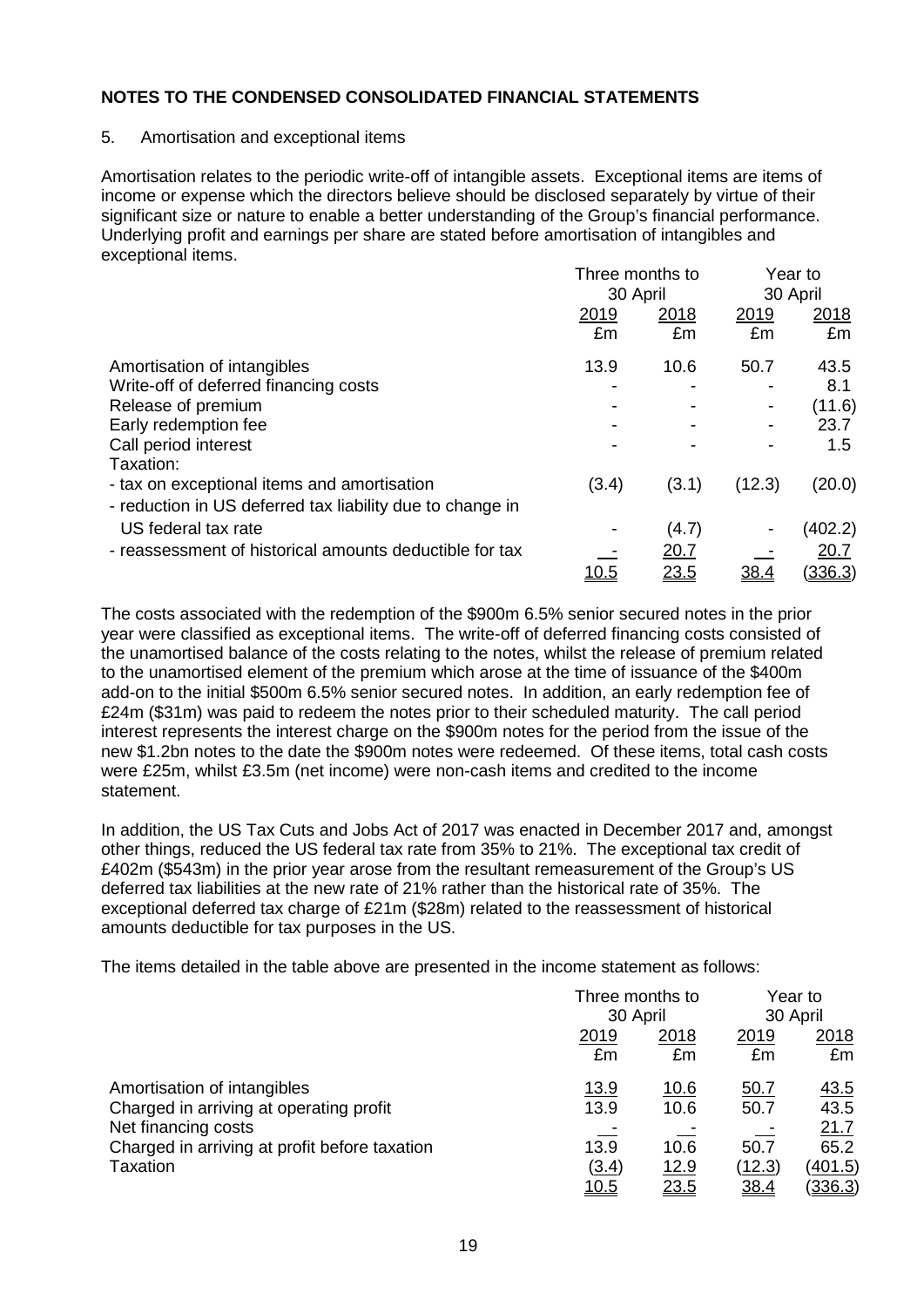## NOTES TO THE CONDENSED CONSOLIDATED FINANCIAL STATEMENTS

5. Amortisation and exceptional items

Amortisation relates to the periodic write-off of intangible assets. Exceptional items are items of income or expense which the directors believe should be disclosed separately by virtue of their significant size or nature to enable a better understanding of the Group's financial performance. Underlying profit and earnings per share are stated before amortisation of intangibles and exceptional items.

| | Three months to 30 April | | Year to 30 April | |
|---|---|---|---|---|
| | 2019 | 2018 | 2019 | 2018 |
| | £m | £m | £m | £m |
| Amortisation of intangibles | 13.9 | 10.6 | 50.7 | 43.5 |
| Write-off of deferred financing costs | - | - | - | 8.1 |
| Release of premium | - | - | - | (11.6) |
| Early redemption fee | - | - | - | 23.7 |
| Call period interest | - | - | - | 1.5 |
| Taxation: | | | | |
| - tax on exceptional items and amortisation | (3.4) | (3.1) | (12.3) | (20.0) |
| - reduction in US deferred tax liability due to change in US federal tax rate | - | (4.7) | - | (402.2) |
| - reassessment of historical amounts deductible for tax | - | 20.7 | - | 20.7 |
| | 10.5 | 23.5 | 38.4 | (336.3) |

The costs associated with the redemption of the $900m 6.5% senior secured notes in the prior year were classified as exceptional items. The write-off of deferred financing costs consisted of the unamortised balance of the costs relating to the notes, whilst the release of premium related to the unamortised element of the premium which arose at the time of issuance of the $400m add-on to the initial $500m 6.5% senior secured notes. In addition, an early redemption fee of £24m ($31m) was paid to redeem the notes prior to their scheduled maturity. The call period interest represents the interest charge on the $900m notes for the period from the issue of the new $1.2bn notes to the date the $900m notes were redeemed. Of these items, total cash costs were £25m, whilst £3.5m (net income) were non-cash items and credited to the income statement.

In addition, the US Tax Cuts and Jobs Act of 2017 was enacted in December 2017 and, amongst other things, reduced the US federal tax rate from 35% to 21%. The exceptional tax credit of £402m ($543m) in the prior year arose from the resultant remeasurement of the Group's US deferred tax liabilities at the new rate of 21% rather than the historical rate of 35%. The exceptional deferred tax charge of £21m ($28m) related to the reassessment of historical amounts deductible for tax purposes in the US.

The items detailed in the table above are presented in the income statement as follows:

| | Three months to 30 April | | Year to 30 April | |
|---|---|---|---|---|
| | 2019 | 2018 | 2019 | 2018 |
| | £m | £m | £m | £m |
| Amortisation of intangibles | 13.9 | 10.6 | 50.7 | 43.5 |
| Charged in arriving at operating profit | 13.9 | 10.6 | 50.7 | 43.5 |
| Net financing costs | - | - | - | 21.7 |
| Charged in arriving at profit before taxation | 13.9 | 10.6 | 50.7 | 65.2 |
| Taxation | (3.4) | 12.9 | (12.3) | (401.5) |
| | 10.5 | 23.5 | 38.4 | (336.3) |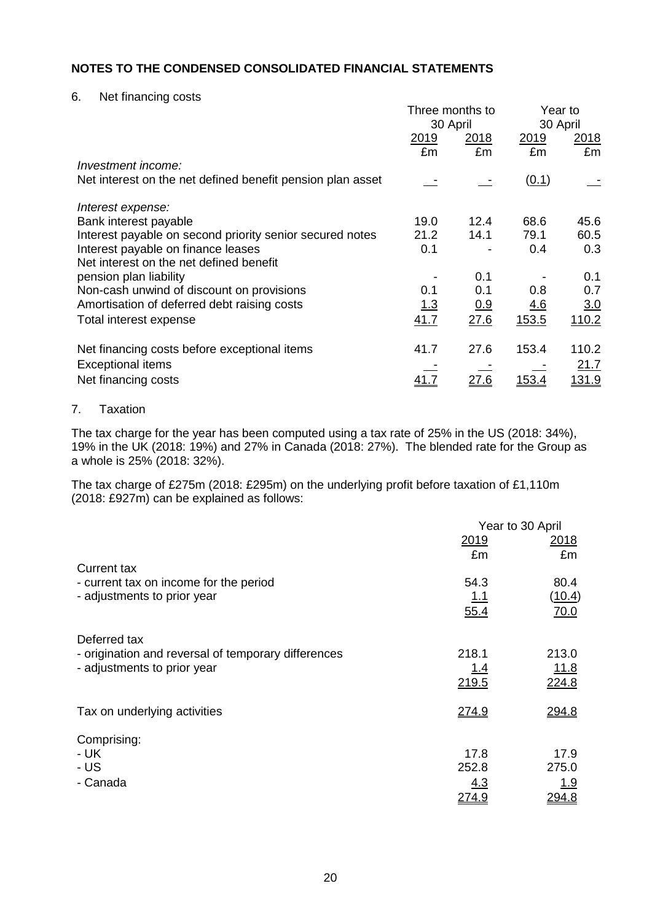## NOTES TO THE CONDENSED CONSOLIDATED FINANCIAL STATEMENTS

6. Net financing costs

| | Three months to 30 April | | Year to 30 April | |
|---|---|---|---|---|
| | 2019 | 2018 | 2019 | 2018 |
| | £m | £m | £m | £m |
| *Investment income:* | | | | |
| Net interest on the net defined benefit pension plan asset | - | - | (0.1) | - |
| *Interest expense:* | | | | |
| Bank interest payable | 19.0 | 12.4 | 68.6 | 45.6 |
| Interest payable on second priority senior secured notes | 21.2 | 14.1 | 79.1 | 60.5 |
| Interest payable on finance leases | 0.1 | - | 0.4 | 0.3 |
| Net interest on the net defined benefit pension plan liability | - | 0.1 | - | 0.1 |
| Non-cash unwind of discount on provisions | 0.1 | 0.1 | 0.8 | 0.7 |
| Amortisation of deferred debt raising costs | 1.3 | 0.9 | 4.6 | 3.0 |
| Total interest expense | 41.7 | 27.6 | 153.5 | 110.2 |
| Net financing costs before exceptional items | 41.7 | 27.6 | 153.4 | 110.2 |
| Exceptional items | - | - | - | 21.7 |
| Net financing costs | 41.7 | 27.6 | 153.4 | 131.9 |

7. Taxation

The tax charge for the year has been computed using a tax rate of 25% in the US (2018: 34%), 19% in the UK (2018: 19%) and 27% in Canada (2018: 27%). The blended rate for the Group as a whole is 25% (2018: 32%).

The tax charge of £275m (2018: £295m) on the underlying profit before taxation of £1,110m (2018: £927m) can be explained as follows:

| | Year to 30 April | |
|---|---|---|
| | 2019 | 2018 |
| | £m | £m |
| Current tax | | |
| - current tax on income for the period | 54.3 | 80.4 |
| - adjustments to prior year | 1.1 | (10.4) |
| | 55.4 | 70.0 |
| Deferred tax | | |
| - origination and reversal of temporary differences | 218.1 | 213.0 |
| - adjustments to prior year | 1.4 | 11.8 |
| | 219.5 | 224.8 |
| Tax on underlying activities | 274.9 | 294.8 |
| Comprising: | | |
| - UK | 17.8 | 17.9 |
| - US | 252.8 | 275.0 |
| - Canada | 4.3 | 1.9 |
| | 274.9 | 294.8 |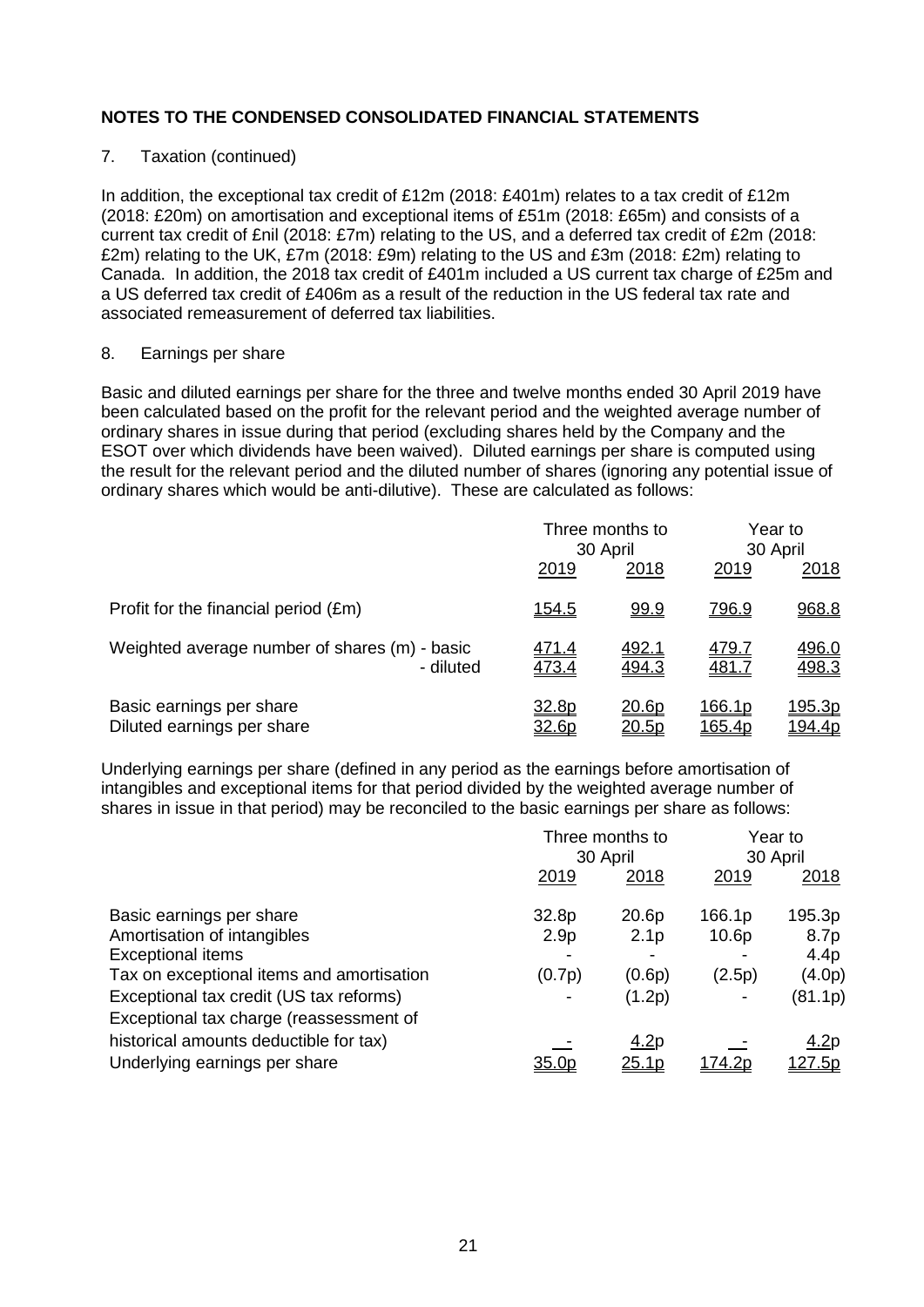## NOTES TO THE CONDENSED CONSOLIDATED FINANCIAL STATEMENTS

7. Taxation (continued)

In addition, the exceptional tax credit of £12m (2018: £401m) relates to a tax credit of £12m (2018: £20m) on amortisation and exceptional items of £51m (2018: £65m) and consists of a current tax credit of £nil (2018: £7m) relating to the US, and a deferred tax credit of £2m (2018: £2m) relating to the UK, £7m (2018: £9m) relating to the US and £3m (2018: £2m) relating to Canada. In addition, the 2018 tax credit of £401m included a US current tax charge of £25m and a US deferred tax credit of £406m as a result of the reduction in the US federal tax rate and associated remeasurement of deferred tax liabilities.

8. Earnings per share

Basic and diluted earnings per share for the three and twelve months ended 30 April 2019 have been calculated based on the profit for the relevant period and the weighted average number of ordinary shares in issue during that period (excluding shares held by the Company and the ESOT over which dividends have been waived). Diluted earnings per share is computed using the result for the relevant period and the diluted number of shares (ignoring any potential issue of ordinary shares which would be anti-dilutive). These are calculated as follows:

| | Three months to 30 April | | Year to 30 April | |
|---|---|---|---|---|
| | 2019 | 2018 | 2019 | 2018 |
| Profit for the financial period (£m) | 154.5 | 99.9 | 796.9 | 968.8 |
| Weighted average number of shares (m) - basic | 471.4 | 492.1 | 479.7 | 496.0 |
| - diluted | 473.4 | 494.3 | 481.7 | 498.3 |
| Basic earnings per share | 32.8p | 20.6p | 166.1p | 195.3p |
| Diluted earnings per share | 32.6p | 20.5p | 165.4p | 194.4p |

Underlying earnings per share (defined in any period as the earnings before amortisation of intangibles and exceptional items for that period divided by the weighted average number of shares in issue in that period) may be reconciled to the basic earnings per share as follows:

| | Three months to 30 April | | Year to 30 April | |
|---|---|---|---|---|
| | 2019 | 2018 | 2019 | 2018 |
| Basic earnings per share | 32.8p | 20.6p | 166.1p | 195.3p |
| Amortisation of intangibles | 2.9p | 2.1p | 10.6p | 8.7p |
| Exceptional items | - | - | - | 4.4p |
| Tax on exceptional items and amortisation | (0.7p) | (0.6p) | (2.5p) | (4.0p) |
| Exceptional tax credit (US tax reforms) | - | (1.2p) | - | (81.1p) |
| Exceptional tax charge (reassessment of historical amounts deductible for tax) | - | 4.2p | - | 4.2p |
| Underlying earnings per share | 35.0p | 25.1p | 174.2p | 127.5p |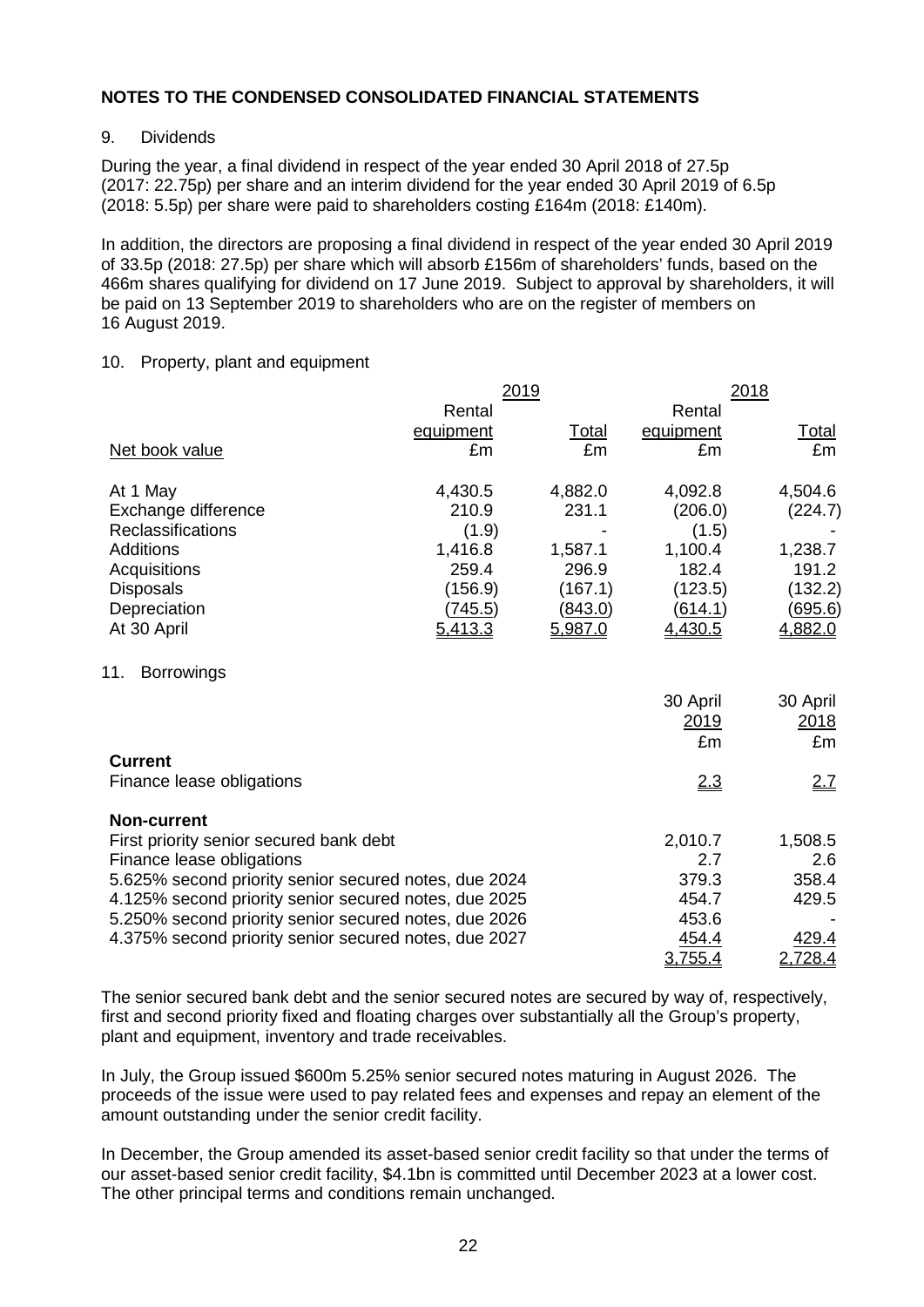# NOTES TO THE CONDENSED CONSOLIDATED FINANCIAL STATEMENTS

## 9. Dividends

During the year, a final dividend in respect of the year ended 30 April 2018 of 27.5p (2017: 22.75p) per share and an interim dividend for the year ended 30 April 2019 of 6.5p (2018: 5.5p) per share were paid to shareholders costing £164m (2018: £140m).

In addition, the directors are proposing a final dividend in respect of the year ended 30 April 2019 of 33.5p (2018: 27.5p) per share which will absorb £156m of shareholders' funds, based on the 466m shares qualifying for dividend on 17 June 2019. Subject to approval by shareholders, it will be paid on 13 September 2019 to shareholders who are on the register of members on 16 August 2019.

## 10. Property, plant and equipment

| | 2019 | | 2018 | |
|---|---|---|---|---|
| Net book value | Rental equipment £m | Total £m | Rental equipment £m | Total £m |
| At 1 May | 4,430.5 | 4,882.0 | 4,092.8 | 4,504.6 |
| Exchange difference | 210.9 | 231.1 | (206.0) | (224.7) |
| Reclassifications | (1.9) | - | (1.5) | - |
| Additions | 1,416.8 | 1,587.1 | 1,100.4 | 1,238.7 |
| Acquisitions | 259.4 | 296.9 | 182.4 | 191.2 |
| Disposals | (156.9) | (167.1) | (123.5) | (132.2) |
| Depreciation | (745.5) | (843.0) | (614.1) | (695.6) |
| At 30 April | 5,413.3 | 5,987.0 | 4,430.5 | 4,882.0 |

## 11. Borrowings

| | 30 April 2019 £m | 30 April 2018 £m |
|---|---|---|
| **Current** | | |
| Finance lease obligations | 2.3 | 2.7 |
| **Non-current** | | |
| First priority senior secured bank debt | 2,010.7 | 1,508.5 |
| Finance lease obligations | 2.7 | 2.6 |
| 5.625% second priority senior secured notes, due 2024 | 379.3 | 358.4 |
| 4.125% second priority senior secured notes, due 2025 | 454.7 | 429.5 |
| 5.250% second priority senior secured notes, due 2026 | 453.6 | - |
| 4.375% second priority senior secured notes, due 2027 | 454.4 | 429.4 |
| | 3,755.4 | 2,728.4 |

The senior secured bank debt and the senior secured notes are secured by way of, respectively, first and second priority fixed and floating charges over substantially all the Group's property, plant and equipment, inventory and trade receivables.

In July, the Group issued $600m 5.25% senior secured notes maturing in August 2026. The proceeds of the issue were used to pay related fees and expenses and repay an element of the amount outstanding under the senior credit facility.

In December, the Group amended its asset-based senior credit facility so that under the terms of our asset-based senior credit facility, $4.1bn is committed until December 2023 at a lower cost. The other principal terms and conditions remain unchanged.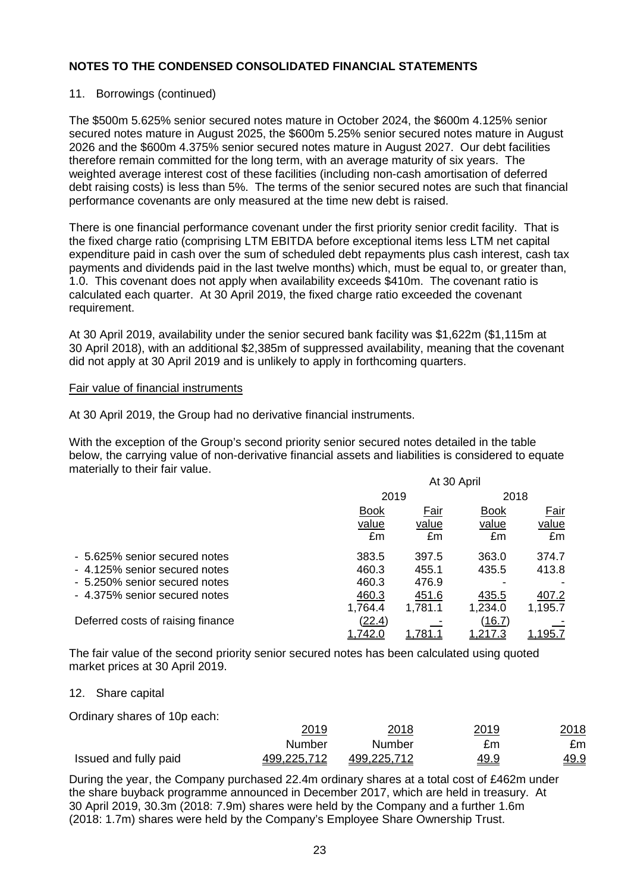## NOTES TO THE CONDENSED CONSOLIDATED FINANCIAL STATEMENTS

### 11. Borrowings (continued)

The \$500m 5.625% senior secured notes mature in October 2024, the \$600m 4.125% senior secured notes mature in August 2025, the \$600m 5.25% senior secured notes mature in August 2026 and the \$600m 4.375% senior secured notes mature in August 2027. Our debt facilities therefore remain committed for the long term, with an average maturity of six years. The weighted average interest cost of these facilities (including non-cash amortisation of deferred debt raising costs) is less than 5%. The terms of the senior secured notes are such that financial performance covenants are only measured at the time new debt is raised.

There is one financial performance covenant under the first priority senior credit facility. That is the fixed charge ratio (comprising LTM EBITDA before exceptional items less LTM net capital expenditure paid in cash over the sum of scheduled debt repayments plus cash interest, cash tax payments and dividends paid in the last twelve months) which, must be equal to, or greater than, 1.0. This covenant does not apply when availability exceeds \$410m. The covenant ratio is calculated each quarter. At 30 April 2019, the fixed charge ratio exceeded the covenant requirement.

At 30 April 2019, availability under the senior secured bank facility was \$1,622m (\$1,115m at 30 April 2018), with an additional \$2,385m of suppressed availability, meaning that the covenant did not apply at 30 April 2019 and is unlikely to apply in forthcoming quarters.

**Fair value of financial instruments**

At 30 April 2019, the Group had no derivative financial instruments.

With the exception of the Group's second priority senior secured notes detailed in the table below, the carrying value of non-derivative financial assets and liabilities is considered to equate materially to their fair value.

| | At 30 April | | | |
|---|---|---|---|---|
| | 2019 | | 2018 | |
| | Book value £m | Fair value £m | Book value £m | Fair value £m |
| - 5.625% senior secured notes | 383.5 | 397.5 | 363.0 | 374.7 |
| - 4.125% senior secured notes | 460.3 | 455.1 | 435.5 | 413.8 |
| - 5.250% senior secured notes | 460.3 | 476.9 | - | - |
| - 4.375% senior secured notes | 460.3 | 451.6 | 435.5 | 407.2 |
| | 1,764.4 | 1,781.1 | 1,234.0 | 1,195.7 |
| Deferred costs of raising finance | (22.4) | - | (16.7) | - |
| | 1,742.0 | 1,781.1 | 1,217.3 | 1,195.7 |

The fair value of the second priority senior secured notes has been calculated using quoted market prices at 30 April 2019.

### 12. Share capital

Ordinary shares of 10p each:

| | 2019 Number | 2018 Number | 2019 £m | 2018 £m |
|---|---|---|---|---|
| Issued and fully paid | 499,225,712 | 499,225,712 | 49.9 | 49.9 |

During the year, the Company purchased 22.4m ordinary shares at a total cost of £462m under the share buyback programme announced in December 2017, which are held in treasury. At 30 April 2019, 30.3m (2018: 7.9m) shares were held by the Company and a further 1.6m (2018: 1.7m) shares were held by the Company's Employee Share Ownership Trust.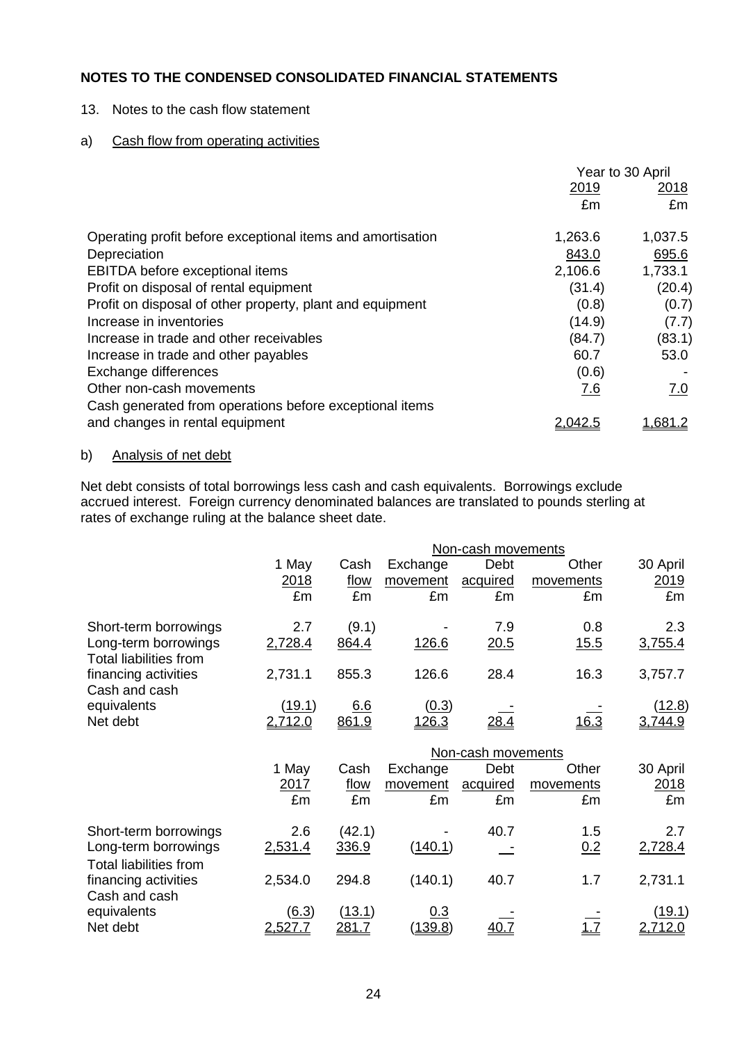**NOTES TO THE CONDENSED CONSOLIDATED FINANCIAL STATEMENTS**

13. Notes to the cash flow statement

a) Cash flow from operating activities

| | Year to 30 April | |
|---|---|---|
| | 2019 | 2018 |
| | £m | £m |
| Operating profit before exceptional items and amortisation | 1,263.6 | 1,037.5 |
| Depreciation | 843.0 | 695.6 |
| EBITDA before exceptional items | 2,106.6 | 1,733.1 |
| Profit on disposal of rental equipment | (31.4) | (20.4) |
| Profit on disposal of other property, plant and equipment | (0.8) | (0.7) |
| Increase in inventories | (14.9) | (7.7) |
| Increase in trade and other receivables | (84.7) | (83.1) |
| Increase in trade and other payables | 60.7 | 53.0 |
| Exchange differences | (0.6) | - |
| Other non-cash movements | 7.6 | 7.0 |
| Cash generated from operations before exceptional items and changes in rental equipment | 2,042.5 | 1,681.2 |

b) Analysis of net debt

Net debt consists of total borrowings less cash and cash equivalents. Borrowings exclude accrued interest. Foreign currency denominated balances are translated to pounds sterling at rates of exchange ruling at the balance sheet date.

| | | | Non-cash movements | | | |
|---|---|---|---|---|---|---|
| | 1 May 2018 | Cash flow | Exchange movement | Debt acquired | Other movements | 30 April 2019 |
| | £m | £m | £m | £m | £m | £m |
| Short-term borrowings | 2.7 | (9.1) | - | 7.9 | 0.8 | 2.3 |
| Long-term borrowings | 2,728.4 | 864.4 | 126.6 | 20.5 | 15.5 | 3,755.4 |
| Total liabilities from financing activities | 2,731.1 | 855.3 | 126.6 | 28.4 | 16.3 | 3,757.7 |
| Cash and cash equivalents | (19.1) | 6.6 | (0.3) | - | - | (12.8) |
| Net debt | 2,712.0 | 861.9 | 126.3 | 28.4 | 16.3 | 3,744.9 |

| | | | Non-cash movements | | | |
|---|---|---|---|---|---|---|
| | 1 May 2017 | Cash flow | Exchange movement | Debt acquired | Other movements | 30 April 2018 |
| | £m | £m | £m | £m | £m | £m |
| Short-term borrowings | 2.6 | (42.1) | - | 40.7 | 1.5 | 2.7 |
| Long-term borrowings | 2,531.4 | 336.9 | (140.1) | - | 0.2 | 2,728.4 |
| Total liabilities from financing activities | 2,534.0 | 294.8 | (140.1) | 40.7 | 1.7 | 2,731.1 |
| Cash and cash equivalents | (6.3) | (13.1) | 0.3 | - | - | (19.1) |
| Net debt | 2,527.7 | 281.7 | (139.8) | 40.7 | 1.7 | 2,712.0 |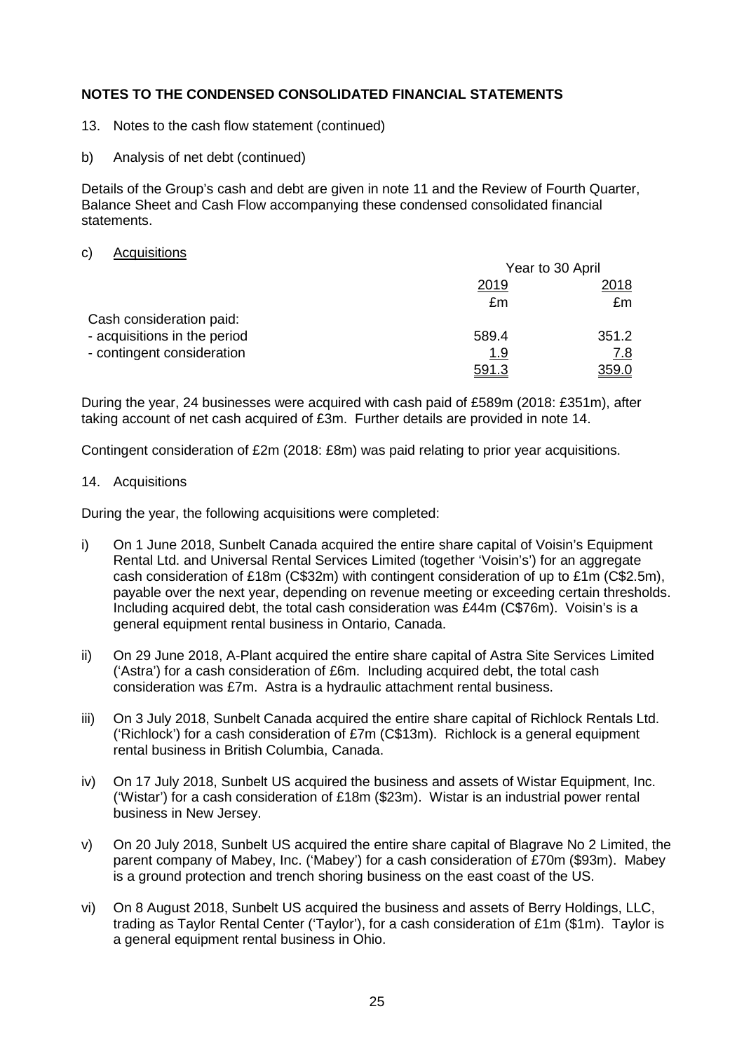## NOTES TO THE CONDENSED CONSOLIDATED FINANCIAL STATEMENTS

13. Notes to the cash flow statement (continued)

b) Analysis of net debt (continued)

Details of the Group's cash and debt are given in note 11 and the Review of Fourth Quarter, Balance Sheet and Cash Flow accompanying these condensed consolidated financial statements.

c) Acquisitions

| | Year to 30 April | |
|---|---|---|
| | 2019 | 2018 |
| | £m | £m |
| Cash consideration paid: | | |
| - acquisitions in the period | 589.4 | 351.2 |
| - contingent consideration | 1.9 | 7.8 |
| | 591.3 | 359.0 |

During the year, 24 businesses were acquired with cash paid of £589m (2018: £351m), after taking account of net cash acquired of £3m. Further details are provided in note 14.

Contingent consideration of £2m (2018: £8m) was paid relating to prior year acquisitions.

14. Acquisitions

During the year, the following acquisitions were completed:

i) On 1 June 2018, Sunbelt Canada acquired the entire share capital of Voisin's Equipment Rental Ltd. and Universal Rental Services Limited (together 'Voisin's') for an aggregate cash consideration of £18m (C$32m) with contingent consideration of up to £1m (C$2.5m), payable over the next year, depending on revenue meeting or exceeding certain thresholds. Including acquired debt, the total cash consideration was £44m (C$76m). Voisin's is a general equipment rental business in Ontario, Canada.

ii) On 29 June 2018, A-Plant acquired the entire share capital of Astra Site Services Limited ('Astra') for a cash consideration of £6m. Including acquired debt, the total cash consideration was £7m. Astra is a hydraulic attachment rental business.

iii) On 3 July 2018, Sunbelt Canada acquired the entire share capital of Richlock Rentals Ltd. ('Richlock') for a cash consideration of £7m (C$13m). Richlock is a general equipment rental business in British Columbia, Canada.

iv) On 17 July 2018, Sunbelt US acquired the business and assets of Wistar Equipment, Inc. ('Wistar') for a cash consideration of £18m ($23m). Wistar is an industrial power rental business in New Jersey.

v) On 20 July 2018, Sunbelt US acquired the entire share capital of Blagrave No 2 Limited, the parent company of Mabey, Inc. ('Mabey') for a cash consideration of £70m ($93m). Mabey is a ground protection and trench shoring business on the east coast of the US.

vi) On 8 August 2018, Sunbelt US acquired the business and assets of Berry Holdings, LLC, trading as Taylor Rental Center ('Taylor'), for a cash consideration of £1m ($1m). Taylor is a general equipment rental business in Ohio.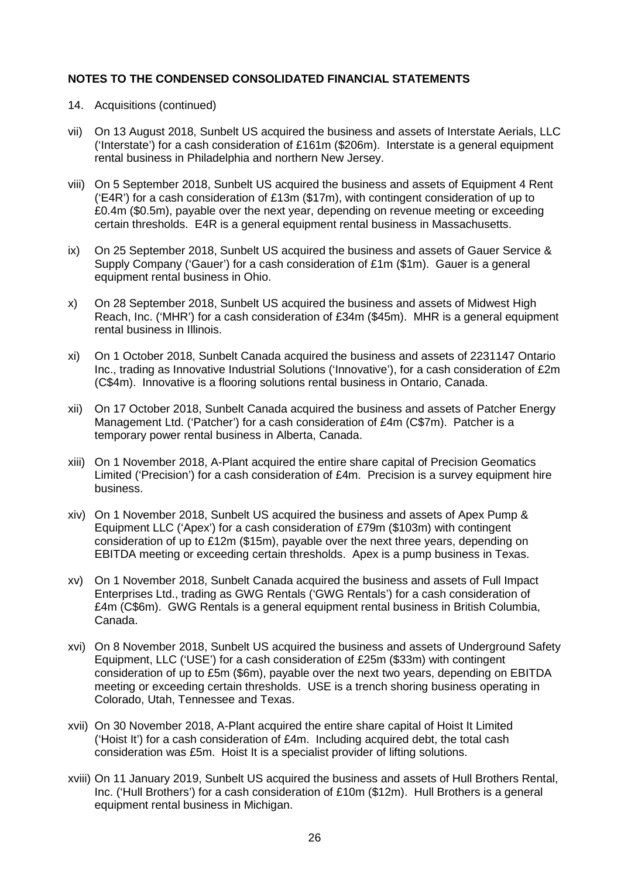## NOTES TO THE CONDENSED CONSOLIDATED FINANCIAL STATEMENTS

14. Acquisitions (continued)

vii) On 13 August 2018, Sunbelt US acquired the business and assets of Interstate Aerials, LLC ('Interstate') for a cash consideration of £161m ($206m). Interstate is a general equipment rental business in Philadelphia and northern New Jersey.

viii) On 5 September 2018, Sunbelt US acquired the business and assets of Equipment 4 Rent ('E4R') for a cash consideration of £13m ($17m), with contingent consideration of up to £0.4m ($0.5m), payable over the next year, depending on revenue meeting or exceeding certain thresholds. E4R is a general equipment rental business in Massachusetts.

ix) On 25 September 2018, Sunbelt US acquired the business and assets of Gauer Service & Supply Company ('Gauer') for a cash consideration of £1m ($1m). Gauer is a general equipment rental business in Ohio.

x) On 28 September 2018, Sunbelt US acquired the business and assets of Midwest High Reach, Inc. ('MHR') for a cash consideration of £34m ($45m). MHR is a general equipment rental business in Illinois.

xi) On 1 October 2018, Sunbelt Canada acquired the business and assets of 2231147 Ontario Inc., trading as Innovative Industrial Solutions ('Innovative'), for a cash consideration of £2m (C$4m). Innovative is a flooring solutions rental business in Ontario, Canada.

xii) On 17 October 2018, Sunbelt Canada acquired the business and assets of Patcher Energy Management Ltd. ('Patcher') for a cash consideration of £4m (C$7m). Patcher is a temporary power rental business in Alberta, Canada.

xiii) On 1 November 2018, A-Plant acquired the entire share capital of Precision Geomatics Limited ('Precision') for a cash consideration of £4m. Precision is a survey equipment hire business.

xiv) On 1 November 2018, Sunbelt US acquired the business and assets of Apex Pump & Equipment LLC ('Apex') for a cash consideration of £79m ($103m) with contingent consideration of up to £12m ($15m), payable over the next three years, depending on EBITDA meeting or exceeding certain thresholds. Apex is a pump business in Texas.

xv) On 1 November 2018, Sunbelt Canada acquired the business and assets of Full Impact Enterprises Ltd., trading as GWG Rentals ('GWG Rentals') for a cash consideration of £4m (C$6m). GWG Rentals is a general equipment rental business in British Columbia, Canada.

xvi) On 8 November 2018, Sunbelt US acquired the business and assets of Underground Safety Equipment, LLC ('USE') for a cash consideration of £25m ($33m) with contingent consideration of up to £5m ($6m), payable over the next two years, depending on EBITDA meeting or exceeding certain thresholds. USE is a trench shoring business operating in Colorado, Utah, Tennessee and Texas.

xvii) On 30 November 2018, A-Plant acquired the entire share capital of Hoist It Limited ('Hoist It') for a cash consideration of £4m. Including acquired debt, the total cash consideration was £5m. Hoist It is a specialist provider of lifting solutions.

xviii) On 11 January 2019, Sunbelt US acquired the business and assets of Hull Brothers Rental, Inc. ('Hull Brothers') for a cash consideration of £10m ($12m). Hull Brothers is a general equipment rental business in Michigan.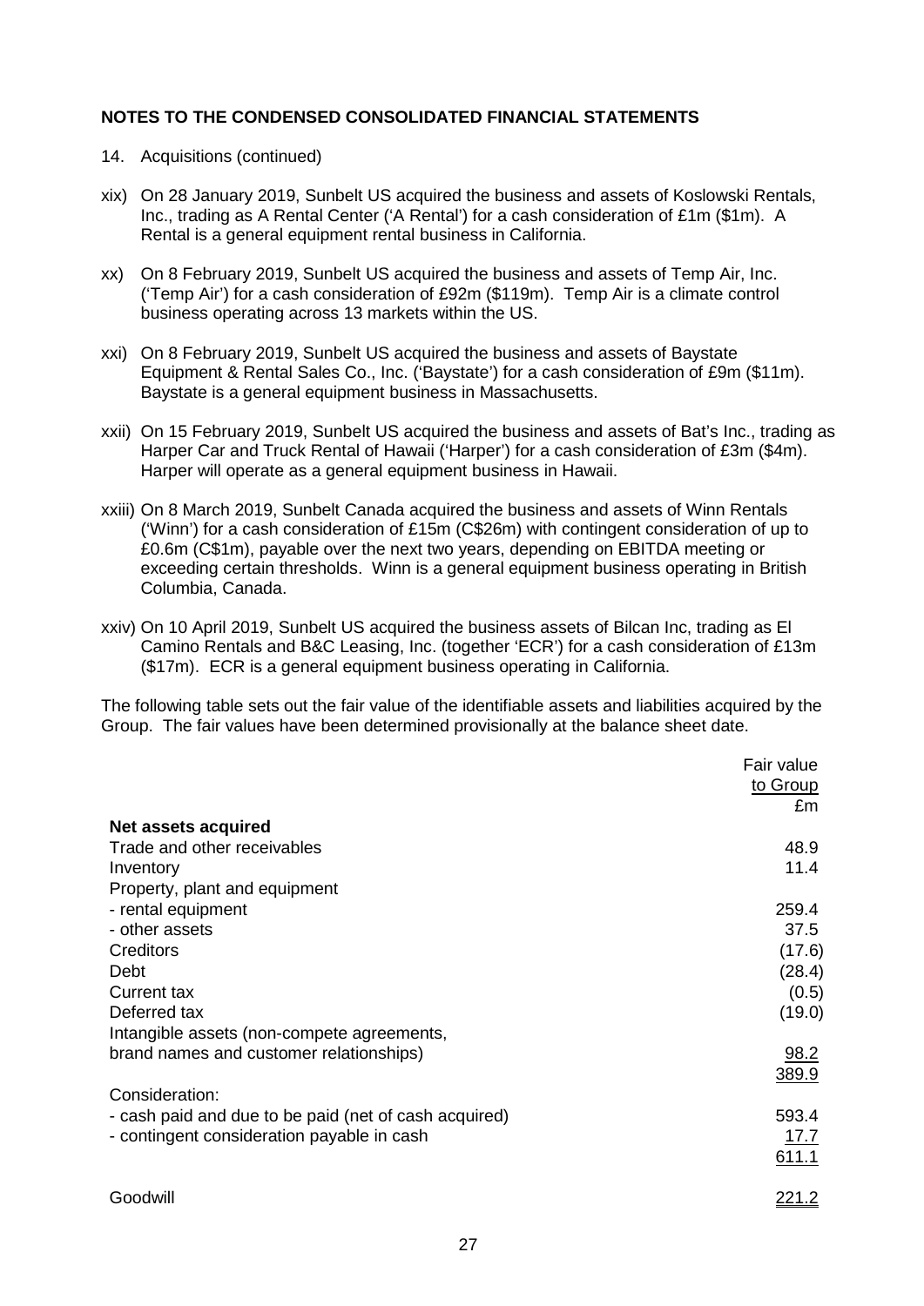## NOTES TO THE CONDENSED CONSOLIDATED FINANCIAL STATEMENTS

14. Acquisitions (continued)

xix) On 28 January 2019, Sunbelt US acquired the business and assets of Koslowski Rentals, Inc., trading as A Rental Center ('A Rental') for a cash consideration of £1m ($1m). A Rental is a general equipment rental business in California.

xx) On 8 February 2019, Sunbelt US acquired the business and assets of Temp Air, Inc. ('Temp Air') for a cash consideration of £92m ($119m). Temp Air is a climate control business operating across 13 markets within the US.

xxi) On 8 February 2019, Sunbelt US acquired the business and assets of Baystate Equipment & Rental Sales Co., Inc. ('Baystate') for a cash consideration of £9m ($11m). Baystate is a general equipment business in Massachusetts.

xxii) On 15 February 2019, Sunbelt US acquired the business and assets of Bat's Inc., trading as Harper Car and Truck Rental of Hawaii ('Harper') for a cash consideration of £3m ($4m). Harper will operate as a general equipment business in Hawaii.

xxiii) On 8 March 2019, Sunbelt Canada acquired the business and assets of Winn Rentals ('Winn') for a cash consideration of £15m (C$26m) with contingent consideration of up to £0.6m (C$1m), payable over the next two years, depending on EBITDA meeting or exceeding certain thresholds. Winn is a general equipment business operating in British Columbia, Canada.

xxiv) On 10 April 2019, Sunbelt US acquired the business assets of Bilcan Inc, trading as El Camino Rentals and B&C Leasing, Inc. (together 'ECR') for a cash consideration of £13m ($17m). ECR is a general equipment business operating in California.

The following table sets out the fair value of the identifiable assets and liabilities acquired by the Group. The fair values have been determined provisionally at the balance sheet date.

| | Fair value to Group £m |
|---|---|
| **Net assets acquired** | |
| Trade and other receivables | 48.9 |
| Inventory | 11.4 |
| Property, plant and equipment | |
| - rental equipment | 259.4 |
| - other assets | 37.5 |
| Creditors | (17.6) |
| Debt | (28.4) |
| Current tax | (0.5) |
| Deferred tax | (19.0) |
| Intangible assets (non-compete agreements, brand names and customer relationships) | 98.2 |
| | 389.9 |
| Consideration: | |
| - cash paid and due to be paid (net of cash acquired) | 593.4 |
| - contingent consideration payable in cash | 17.7 |
| | 611.1 |
| | |
| Goodwill | 221.2 |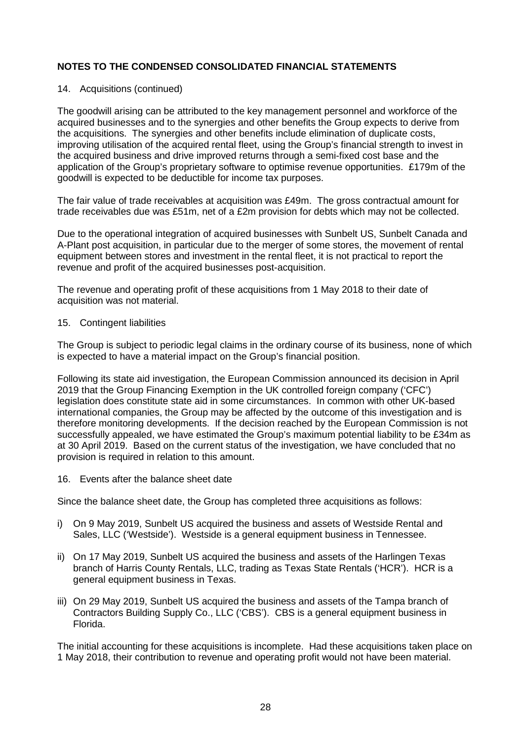## NOTES TO THE CONDENSED CONSOLIDATED FINANCIAL STATEMENTS

14. Acquisitions (continued)

The goodwill arising can be attributed to the key management personnel and workforce of the acquired businesses and to the synergies and other benefits the Group expects to derive from the acquisitions. The synergies and other benefits include elimination of duplicate costs, improving utilisation of the acquired rental fleet, using the Group's financial strength to invest in the acquired business and drive improved returns through a semi-fixed cost base and the application of the Group's proprietary software to optimise revenue opportunities. £179m of the goodwill is expected to be deductible for income tax purposes.

The fair value of trade receivables at acquisition was £49m. The gross contractual amount for trade receivables due was £51m, net of a £2m provision for debts which may not be collected.

Due to the operational integration of acquired businesses with Sunbelt US, Sunbelt Canada and A-Plant post acquisition, in particular due to the merger of some stores, the movement of rental equipment between stores and investment in the rental fleet, it is not practical to report the revenue and profit of the acquired businesses post-acquisition.

The revenue and operating profit of these acquisitions from 1 May 2018 to their date of acquisition was not material.

15. Contingent liabilities

The Group is subject to periodic legal claims in the ordinary course of its business, none of which is expected to have a material impact on the Group's financial position.

Following its state aid investigation, the European Commission announced its decision in April 2019 that the Group Financing Exemption in the UK controlled foreign company ('CFC') legislation does constitute state aid in some circumstances. In common with other UK-based international companies, the Group may be affected by the outcome of this investigation and is therefore monitoring developments. If the decision reached by the European Commission is not successfully appealed, we have estimated the Group's maximum potential liability to be £34m as at 30 April 2019. Based on the current status of the investigation, we have concluded that no provision is required in relation to this amount.

16. Events after the balance sheet date

Since the balance sheet date, the Group has completed three acquisitions as follows:

i) On 9 May 2019, Sunbelt US acquired the business and assets of Westside Rental and Sales, LLC ('Westside'). Westside is a general equipment business in Tennessee.

ii) On 17 May 2019, Sunbelt US acquired the business and assets of the Harlingen Texas branch of Harris County Rentals, LLC, trading as Texas State Rentals ('HCR'). HCR is a general equipment business in Texas.

iii) On 29 May 2019, Sunbelt US acquired the business and assets of the Tampa branch of Contractors Building Supply Co., LLC ('CBS'). CBS is a general equipment business in Florida.

The initial accounting for these acquisitions is incomplete. Had these acquisitions taken place on 1 May 2018, their contribution to revenue and operating profit would not have been material.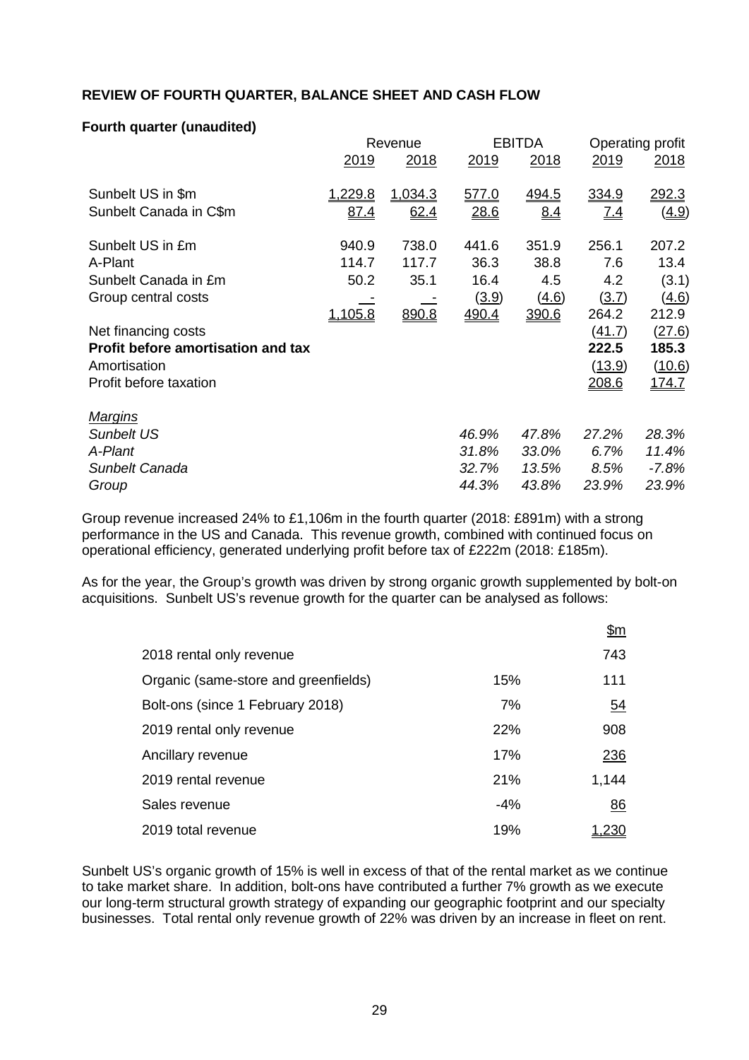**REVIEW OF FOURTH QUARTER, BALANCE SHEET AND CASH FLOW**

**Fourth quarter (unaudited)**

| | Revenue | | EBITDA | | Operating profit | |
|---|---|---|---|---|---|---|
| | 2019 | 2018 | 2019 | 2018 | 2019 | 2018 |
| Sunbelt US in $m | 1,229.8 | 1,034.3 | 577.0 | 494.5 | 334.9 | 292.3 |
| Sunbelt Canada in C$m | 87.4 | 62.4 | 28.6 | 8.4 | 7.4 | (4.9) |
| Sunbelt US in £m | 940.9 | 738.0 | 441.6 | 351.9 | 256.1 | 207.2 |
| A-Plant | 114.7 | 117.7 | 36.3 | 38.8 | 7.6 | 13.4 |
| Sunbelt Canada in £m | 50.2 | 35.1 | 16.4 | 4.5 | 4.2 | (3.1) |
| Group central costs | - | - | (3.9) | (4.6) | (3.7) | (4.6) |
| | 1,105.8 | 890.8 | 490.4 | 390.6 | 264.2 | 212.9 |
| Net financing costs | | | | | (41.7) | (27.6) |
| **Profit before amortisation and tax** | | | | | **222.5** | **185.3** |
| Amortisation | | | | | (13.9) | (10.6) |
| Profit before taxation | | | | | 208.6 | 174.7 |
| *Margins* | | | | | | |
| *Sunbelt US* | | | *46.9%* | *47.8%* | *27.2%* | *28.3%* |
| *A-Plant* | | | *31.8%* | *33.0%* | *6.7%* | *11.4%* |
| *Sunbelt Canada* | | | *32.7%* | *13.5%* | *8.5%* | *-7.8%* |
| *Group* | | | *44.3%* | *43.8%* | *23.9%* | *23.9%* |

Group revenue increased 24% to £1,106m in the fourth quarter (2018: £891m) with a strong performance in the US and Canada. This revenue growth, combined with continued focus on operational efficiency, generated underlying profit before tax of £222m (2018: £185m).

As for the year, the Group's growth was driven by strong organic growth supplemented by bolt-on acquisitions. Sunbelt US's revenue growth for the quarter can be analysed as follows:

| | | $m |
|---|---|---|
| 2018 rental only revenue | | 743 |
| Organic (same-store and greenfields) | 15% | 111 |
| Bolt-ons (since 1 February 2018) | 7% | 54 |
| 2019 rental only revenue | 22% | 908 |
| Ancillary revenue | 17% | 236 |
| 2019 rental revenue | 21% | 1,144 |
| Sales revenue | -4% | 86 |
| 2019 total revenue | 19% | 1,230 |

Sunbelt US's organic growth of 15% is well in excess of that of the rental market as we continue to take market share. In addition, bolt-ons have contributed a further 7% growth as we execute our long-term structural growth strategy of expanding our geographic footprint and our specialty businesses. Total rental only revenue growth of 22% was driven by an increase in fleet on rent.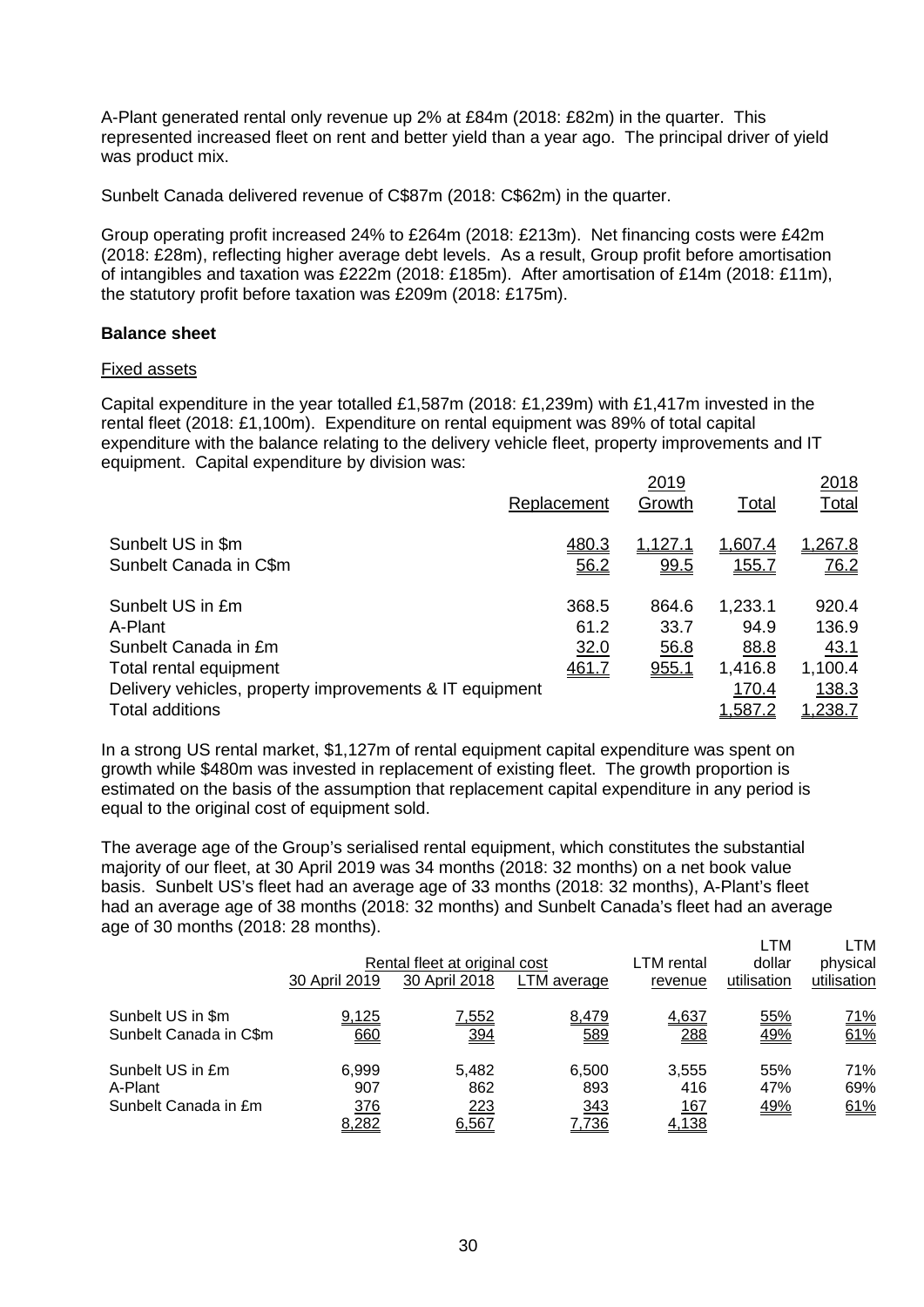A-Plant generated rental only revenue up 2% at £84m (2018: £82m) in the quarter. This represented increased fleet on rent and better yield than a year ago. The principal driver of yield was product mix.

Sunbelt Canada delivered revenue of C$87m (2018: C$62m) in the quarter.

Group operating profit increased 24% to £264m (2018: £213m). Net financing costs were £42m (2018: £28m), reflecting higher average debt levels. As a result, Group profit before amortisation of intangibles and taxation was £222m (2018: £185m). After amortisation of £14m (2018: £11m), the statutory profit before taxation was £209m (2018: £175m).

## Balance sheet

### Fixed assets

Capital expenditure in the year totalled £1,587m (2018: £1,239m) with £1,417m invested in the rental fleet (2018: £1,100m). Expenditure on rental equipment was 89% of total capital expenditure with the balance relating to the delivery vehicle fleet, property improvements and IT equipment. Capital expenditure by division was:

| | 2019 | | | 2018 |
|---|---|---|---|---|
| | Replacement | Growth | Total | Total |
| Sunbelt US in $m | 480.3 | 1,127.1 | 1,607.4 | 1,267.8 |
| Sunbelt Canada in C$m | 56.2 | 99.5 | 155.7 | 76.2 |
| Sunbelt US in £m | 368.5 | 864.6 | 1,233.1 | 920.4 |
| A-Plant | 61.2 | 33.7 | 94.9 | 136.9 |
| Sunbelt Canada in £m | 32.0 | 56.8 | 88.8 | 43.1 |
| Total rental equipment | 461.7 | 955.1 | 1,416.8 | 1,100.4 |
| Delivery vehicles, property improvements & IT equipment | | | 170.4 | 138.3 |
| Total additions | | | 1,587.2 | 1,238.7 |

In a strong US rental market, $1,127m of rental equipment capital expenditure was spent on growth while $480m was invested in replacement of existing fleet. The growth proportion is estimated on the basis of the assumption that replacement capital expenditure in any period is equal to the original cost of equipment sold.

The average age of the Group's serialised rental equipment, which constitutes the substantial majority of our fleet, at 30 April 2019 was 34 months (2018: 32 months) on a net book value basis. Sunbelt US's fleet had an average age of 33 months (2018: 32 months), A-Plant's fleet had an average age of 38 months (2018: 32 months) and Sunbelt Canada's fleet had an average age of 30 months (2018: 28 months).

| | Rental fleet at original cost | | | LTM rental | LTM dollar | LTM physical |
|---|---|---|---|---|---|---|
| | 30 April 2019 | 30 April 2018 | LTM average | revenue | utilisation | utilisation |
| Sunbelt US in $m | 9,125 | 7,552 | 8,479 | 4,637 | 55% | 71% |
| Sunbelt Canada in C$m | 660 | 394 | 589 | 288 | 49% | 61% |
| Sunbelt US in £m | 6,999 | 5,482 | 6,500 | 3,555 | 55% | 71% |
| A-Plant | 907 | 862 | 893 | 416 | 47% | 69% |
| Sunbelt Canada in £m | 376 | 223 | 343 | 167 | 49% | 61% |
| | 8,282 | 6,567 | 7,736 | 4,138 | | |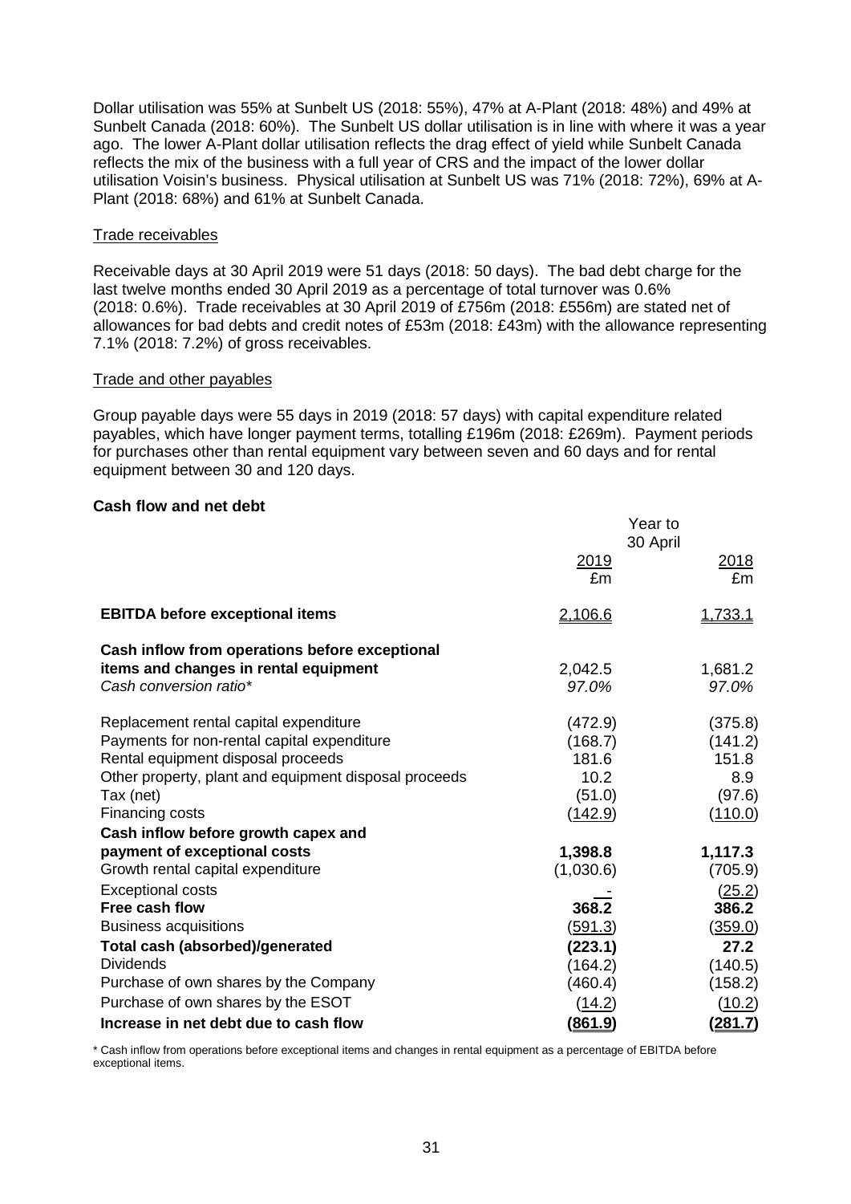Dollar utilisation was 55% at Sunbelt US (2018: 55%), 47% at A-Plant (2018: 48%) and 49% at Sunbelt Canada (2018: 60%). The Sunbelt US dollar utilisation is in line with where it was a year ago. The lower A-Plant dollar utilisation reflects the drag effect of yield while Sunbelt Canada reflects the mix of the business with a full year of CRS and the impact of the lower dollar utilisation Voisin's business. Physical utilisation at Sunbelt US was 71% (2018: 72%), 69% at A-Plant (2018: 68%) and 61% at Sunbelt Canada.

Trade receivables

Receivable days at 30 April 2019 were 51 days (2018: 50 days). The bad debt charge for the last twelve months ended 30 April 2019 as a percentage of total turnover was 0.6% (2018: 0.6%). Trade receivables at 30 April 2019 of £756m (2018: £556m) are stated net of allowances for bad debts and credit notes of £53m (2018: £43m) with the allowance representing 7.1% (2018: 7.2%) of gross receivables.

Trade and other payables

Group payable days were 55 days in 2019 (2018: 57 days) with capital expenditure related payables, which have longer payment terms, totalling £196m (2018: £269m). Payment periods for purchases other than rental equipment vary between seven and 60 days and for rental equipment between 30 and 120 days.

**Cash flow and net debt**

| | Year to 30 April 2019 £m | 2018 £m |
|---|---|---|
| **EBITDA before exceptional items** | 2,106.6 | 1,733.1 |
| **Cash inflow from operations before exceptional items and changes in rental equipment** | 2,042.5 | 1,681.2 |
| *Cash conversion ratio\** | *97.0%* | *97.0%* |
| Replacement rental capital expenditure | (472.9) | (375.8) |
| Payments for non-rental capital expenditure | (168.7) | (141.2) |
| Rental equipment disposal proceeds | 181.6 | 151.8 |
| Other property, plant and equipment disposal proceeds | 10.2 | 8.9 |
| Tax (net) | (51.0) | (97.6) |
| Financing costs | (142.9) | (110.0) |
| **Cash inflow before growth capex and payment of exceptional costs** | **1,398.8** | **1,117.3** |
| Growth rental capital expenditure | (1,030.6) | (705.9) |
| Exceptional costs | - | (25.2) |
| **Free cash flow** | **368.2** | **386.2** |
| Business acquisitions | (591.3) | (359.0) |
| **Total cash (absorbed)/generated** | **(223.1)** | **27.2** |
| Dividends | (164.2) | (140.5) |
| Purchase of own shares by the Company | (460.4) | (158.2) |
| Purchase of own shares by the ESOT | (14.2) | (10.2) |
| **Increase in net debt due to cash flow** | **(861.9)** | **(281.7)** |

\* Cash inflow from operations before exceptional items and changes in rental equipment as a percentage of EBITDA before exceptional items.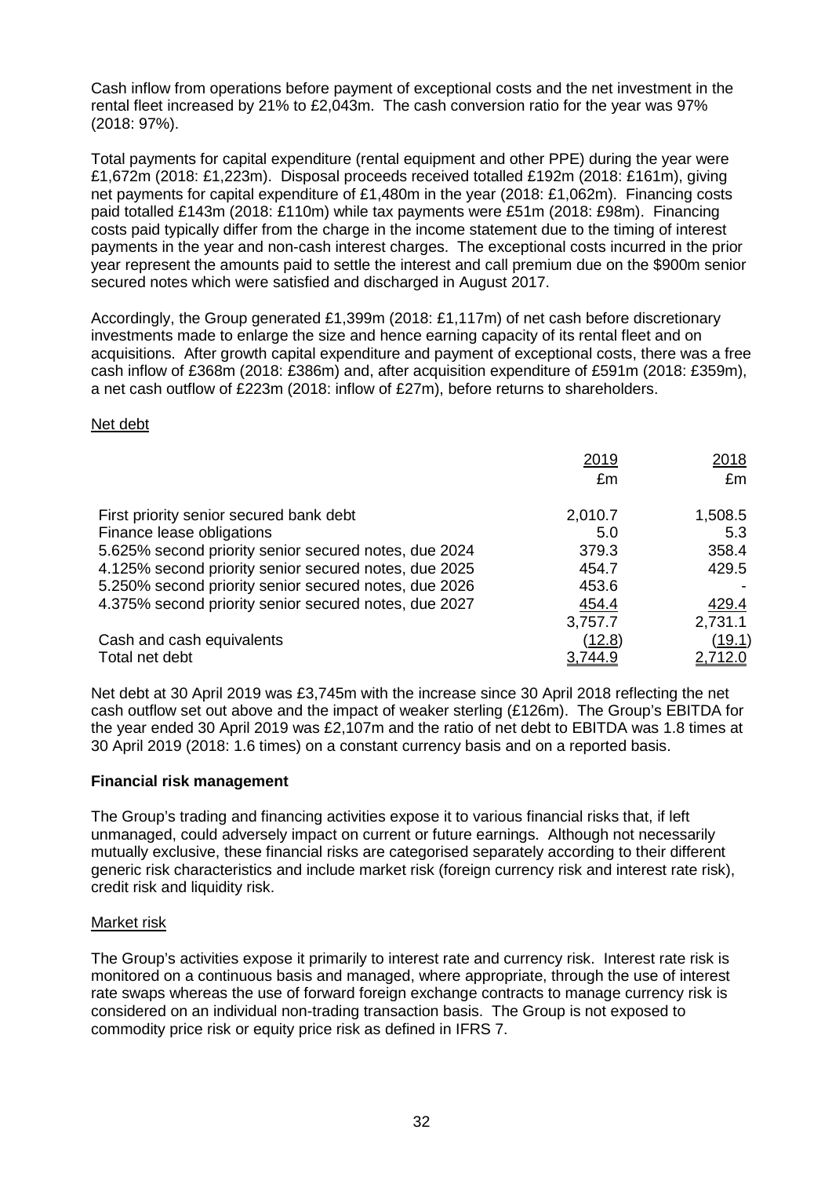Cash inflow from operations before payment of exceptional costs and the net investment in the rental fleet increased by 21% to £2,043m. The cash conversion ratio for the year was 97% (2018: 97%).

Total payments for capital expenditure (rental equipment and other PPE) during the year were £1,672m (2018: £1,223m). Disposal proceeds received totalled £192m (2018: £161m), giving net payments for capital expenditure of £1,480m in the year (2018: £1,062m). Financing costs paid totalled £143m (2018: £110m) while tax payments were £51m (2018: £98m). Financing costs paid typically differ from the charge in the income statement due to the timing of interest payments in the year and non-cash interest charges. The exceptional costs incurred in the prior year represent the amounts paid to settle the interest and call premium due on the $900m senior secured notes which were satisfied and discharged in August 2017.

Accordingly, the Group generated £1,399m (2018: £1,117m) of net cash before discretionary investments made to enlarge the size and hence earning capacity of its rental fleet and on acquisitions. After growth capital expenditure and payment of exceptional costs, there was a free cash inflow of £368m (2018: £386m) and, after acquisition expenditure of £591m (2018: £359m), a net cash outflow of £223m (2018: inflow of £27m), before returns to shareholders.

Net debt

| | 2019<br>£m | 2018<br>£m |
|---|---|---|
| First priority senior secured bank debt | 2,010.7 | 1,508.5 |
| Finance lease obligations | 5.0 | 5.3 |
| 5.625% second priority senior secured notes, due 2024 | 379.3 | 358.4 |
| 4.125% second priority senior secured notes, due 2025 | 454.7 | 429.5 |
| 5.250% second priority senior secured notes, due 2026 | 453.6 | - |
| 4.375% second priority senior secured notes, due 2027 | 454.4 | 429.4 |
| | 3,757.7 | 2,731.1 |
| Cash and cash equivalents | (12.8) | (19.1) |
| Total net debt | 3,744.9 | 2,712.0 |

Net debt at 30 April 2019 was £3,745m with the increase since 30 April 2018 reflecting the net cash outflow set out above and the impact of weaker sterling (£126m). The Group's EBITDA for the year ended 30 April 2019 was £2,107m and the ratio of net debt to EBITDA was 1.8 times at 30 April 2019 (2018: 1.6 times) on a constant currency basis and on a reported basis.

**Financial risk management**

The Group's trading and financing activities expose it to various financial risks that, if left unmanaged, could adversely impact on current or future earnings. Although not necessarily mutually exclusive, these financial risks are categorised separately according to their different generic risk characteristics and include market risk (foreign currency risk and interest rate risk), credit risk and liquidity risk.

Market risk

The Group's activities expose it primarily to interest rate and currency risk. Interest rate risk is monitored on a continuous basis and managed, where appropriate, through the use of interest rate swaps whereas the use of forward foreign exchange contracts to manage currency risk is considered on an individual non-trading transaction basis. The Group is not exposed to commodity price risk or equity price risk as defined in IFRS 7.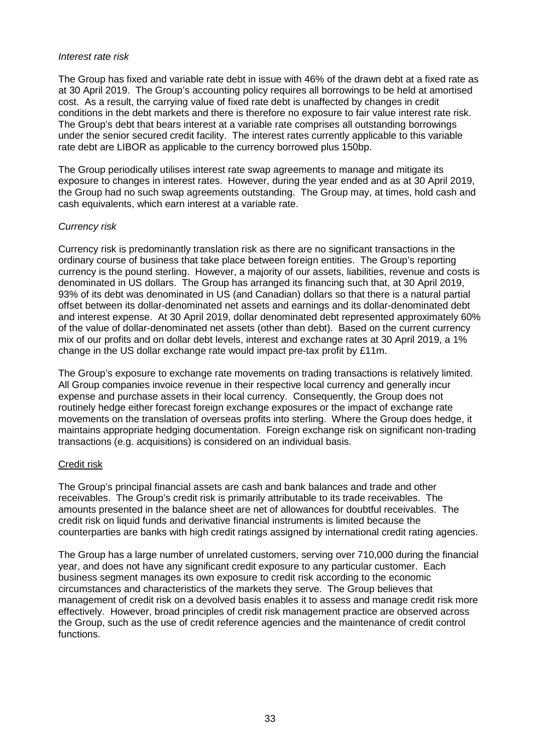*Interest rate risk*

The Group has fixed and variable rate debt in issue with 46% of the drawn debt at a fixed rate as at 30 April 2019. The Group's accounting policy requires all borrowings to be held at amortised cost. As a result, the carrying value of fixed rate debt is unaffected by changes in credit conditions in the debt markets and there is therefore no exposure to fair value interest rate risk. The Group's debt that bears interest at a variable rate comprises all outstanding borrowings under the senior secured credit facility. The interest rates currently applicable to this variable rate debt are LIBOR as applicable to the currency borrowed plus 150bp.

The Group periodically utilises interest rate swap agreements to manage and mitigate its exposure to changes in interest rates. However, during the year ended and as at 30 April 2019, the Group had no such swap agreements outstanding. The Group may, at times, hold cash and cash equivalents, which earn interest at a variable rate.

*Currency risk*

Currency risk is predominantly translation risk as there are no significant transactions in the ordinary course of business that take place between foreign entities. The Group's reporting currency is the pound sterling. However, a majority of our assets, liabilities, revenue and costs is denominated in US dollars. The Group has arranged its financing such that, at 30 April 2019, 93% of its debt was denominated in US (and Canadian) dollars so that there is a natural partial offset between its dollar-denominated net assets and earnings and its dollar-denominated debt and interest expense. At 30 April 2019, dollar denominated debt represented approximately 60% of the value of dollar-denominated net assets (other than debt). Based on the current currency mix of our profits and on dollar debt levels, interest and exchange rates at 30 April 2019, a 1% change in the US dollar exchange rate would impact pre-tax profit by £11m.

The Group's exposure to exchange rate movements on trading transactions is relatively limited. All Group companies invoice revenue in their respective local currency and generally incur expense and purchase assets in their local currency. Consequently, the Group does not routinely hedge either forecast foreign exchange exposures or the impact of exchange rate movements on the translation of overseas profits into sterling. Where the Group does hedge, it maintains appropriate hedging documentation. Foreign exchange risk on significant non-trading transactions (e.g. acquisitions) is considered on an individual basis.

Credit risk

The Group's principal financial assets are cash and bank balances and trade and other receivables. The Group's credit risk is primarily attributable to its trade receivables. The amounts presented in the balance sheet are net of allowances for doubtful receivables. The credit risk on liquid funds and derivative financial instruments is limited because the counterparties are banks with high credit ratings assigned by international credit rating agencies.

The Group has a large number of unrelated customers, serving over 710,000 during the financial year, and does not have any significant credit exposure to any particular customer. Each business segment manages its own exposure to credit risk according to the economic circumstances and characteristics of the markets they serve. The Group believes that management of credit risk on a devolved basis enables it to assess and manage credit risk more effectively. However, broad principles of credit risk management practice are observed across the Group, such as the use of credit reference agencies and the maintenance of credit control functions.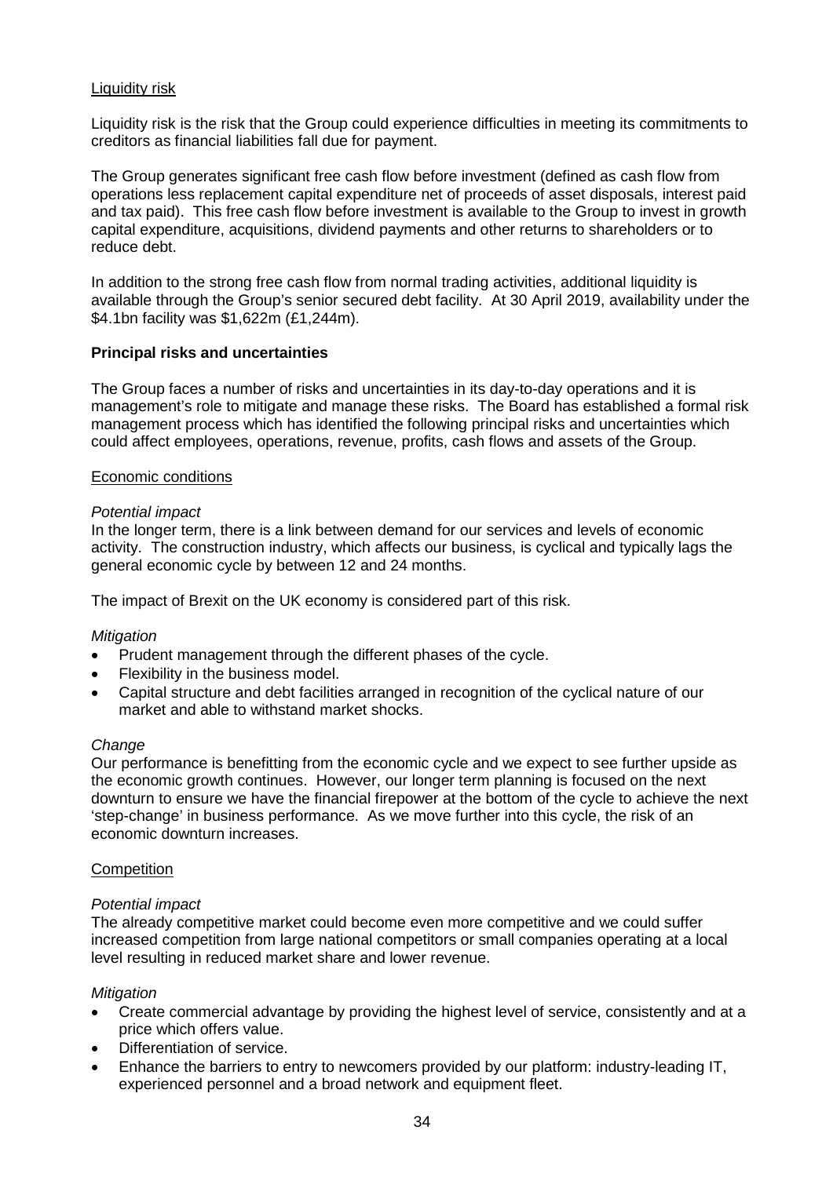Liquidity risk

Liquidity risk is the risk that the Group could experience difficulties in meeting its commitments to creditors as financial liabilities fall due for payment.

The Group generates significant free cash flow before investment (defined as cash flow from operations less replacement capital expenditure net of proceeds of asset disposals, interest paid and tax paid). This free cash flow before investment is available to the Group to invest in growth capital expenditure, acquisitions, dividend payments and other returns to shareholders or to reduce debt.

In addition to the strong free cash flow from normal trading activities, additional liquidity is available through the Group's senior secured debt facility. At 30 April 2019, availability under the $4.1bn facility was $1,622m (£1,244m).

**Principal risks and uncertainties**

The Group faces a number of risks and uncertainties in its day-to-day operations and it is management's role to mitigate and manage these risks. The Board has established a formal risk management process which has identified the following principal risks and uncertainties which could affect employees, operations, revenue, profits, cash flows and assets of the Group.

Economic conditions

*Potential impact*
In the longer term, there is a link between demand for our services and levels of economic activity. The construction industry, which affects our business, is cyclical and typically lags the general economic cycle by between 12 and 24 months.

The impact of Brexit on the UK economy is considered part of this risk.

*Mitigation*
- Prudent management through the different phases of the cycle.
- Flexibility in the business model.
- Capital structure and debt facilities arranged in recognition of the cyclical nature of our market and able to withstand market shocks.

*Change*
Our performance is benefitting from the economic cycle and we expect to see further upside as the economic growth continues. However, our longer term planning is focused on the next downturn to ensure we have the financial firepower at the bottom of the cycle to achieve the next 'step-change' in business performance. As we move further into this cycle, the risk of an economic downturn increases.

Competition

*Potential impact*
The already competitive market could become even more competitive and we could suffer increased competition from large national competitors or small companies operating at a local level resulting in reduced market share and lower revenue.

*Mitigation*
- Create commercial advantage by providing the highest level of service, consistently and at a price which offers value.
- Differentiation of service.
- Enhance the barriers to entry to newcomers provided by our platform: industry-leading IT, experienced personnel and a broad network and equipment fleet.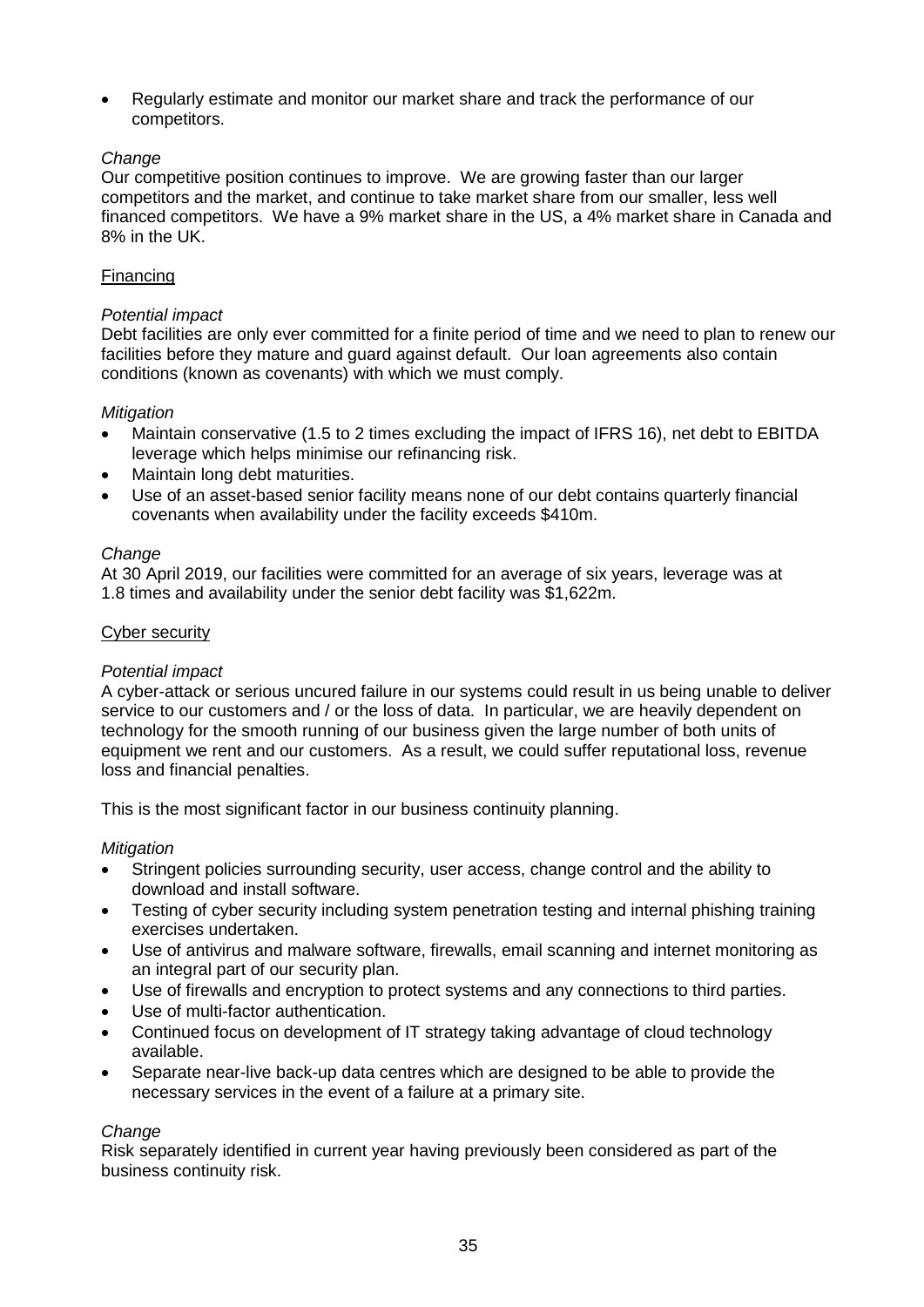- Regularly estimate and monitor our market share and track the performance of our competitors.

*Change*

Our competitive position continues to improve. We are growing faster than our larger competitors and the market, and continue to take market share from our smaller, less well financed competitors. We have a 9% market share in the US, a 4% market share in Canada and 8% in the UK.

<u>Financing</u>

*Potential impact*

Debt facilities are only ever committed for a finite period of time and we need to plan to renew our facilities before they mature and guard against default. Our loan agreements also contain conditions (known as covenants) with which we must comply.

*Mitigation*

- Maintain conservative (1.5 to 2 times excluding the impact of IFRS 16), net debt to EBITDA leverage which helps minimise our refinancing risk.
- Maintain long debt maturities.
- Use of an asset-based senior facility means none of our debt contains quarterly financial covenants when availability under the facility exceeds $410m.

*Change*

At 30 April 2019, our facilities were committed for an average of six years, leverage was at 1.8 times and availability under the senior debt facility was $1,622m.

<u>Cyber security</u>

*Potential impact*

A cyber-attack or serious uncured failure in our systems could result in us being unable to deliver service to our customers and / or the loss of data. In particular, we are heavily dependent on technology for the smooth running of our business given the large number of both units of equipment we rent and our customers. As a result, we could suffer reputational loss, revenue loss and financial penalties.

This is the most significant factor in our business continuity planning.

*Mitigation*

- Stringent policies surrounding security, user access, change control and the ability to download and install software.
- Testing of cyber security including system penetration testing and internal phishing training exercises undertaken.
- Use of antivirus and malware software, firewalls, email scanning and internet monitoring as an integral part of our security plan.
- Use of firewalls and encryption to protect systems and any connections to third parties.
- Use of multi-factor authentication.
- Continued focus on development of IT strategy taking advantage of cloud technology available.
- Separate near-live back-up data centres which are designed to be able to provide the necessary services in the event of a failure at a primary site.

*Change*

Risk separately identified in current year having previously been considered as part of the business continuity risk.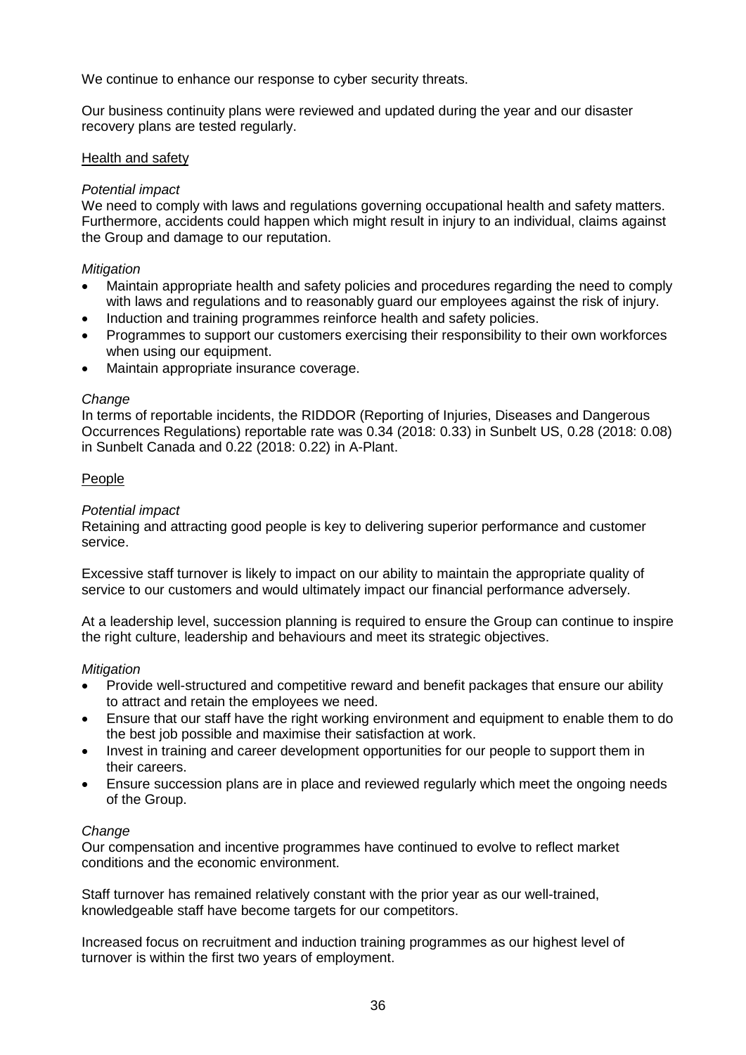We continue to enhance our response to cyber security threats.

Our business continuity plans were reviewed and updated during the year and our disaster recovery plans are tested regularly.

<u>Health and safety</u>

*Potential impact*

We need to comply with laws and regulations governing occupational health and safety matters. Furthermore, accidents could happen which might result in injury to an individual, claims against the Group and damage to our reputation.

*Mitigation*

- Maintain appropriate health and safety policies and procedures regarding the need to comply with laws and regulations and to reasonably guard our employees against the risk of injury.
- Induction and training programmes reinforce health and safety policies.
- Programmes to support our customers exercising their responsibility to their own workforces when using our equipment.
- Maintain appropriate insurance coverage.

*Change*

In terms of reportable incidents, the RIDDOR (Reporting of Injuries, Diseases and Dangerous Occurrences Regulations) reportable rate was 0.34 (2018: 0.33) in Sunbelt US, 0.28 (2018: 0.08) in Sunbelt Canada and 0.22 (2018: 0.22) in A-Plant.

<u>People</u>

*Potential impact*

Retaining and attracting good people is key to delivering superior performance and customer service.

Excessive staff turnover is likely to impact on our ability to maintain the appropriate quality of service to our customers and would ultimately impact our financial performance adversely.

At a leadership level, succession planning is required to ensure the Group can continue to inspire the right culture, leadership and behaviours and meet its strategic objectives.

*Mitigation*

- Provide well-structured and competitive reward and benefit packages that ensure our ability to attract and retain the employees we need.
- Ensure that our staff have the right working environment and equipment to enable them to do the best job possible and maximise their satisfaction at work.
- Invest in training and career development opportunities for our people to support them in their careers.
- Ensure succession plans are in place and reviewed regularly which meet the ongoing needs of the Group.

*Change*

Our compensation and incentive programmes have continued to evolve to reflect market conditions and the economic environment.

Staff turnover has remained relatively constant with the prior year as our well-trained, knowledgeable staff have become targets for our competitors.

Increased focus on recruitment and induction training programmes as our highest level of turnover is within the first two years of employment.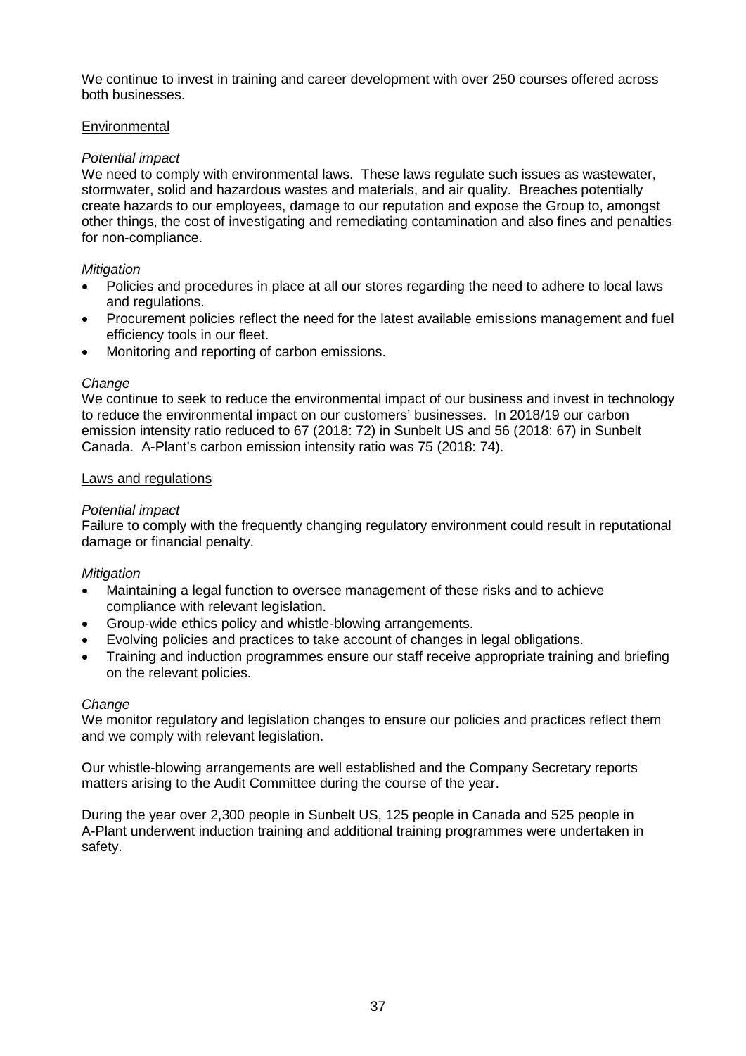We continue to invest in training and career development with over 250 courses offered across both businesses.

## Environmental

*Potential impact*

We need to comply with environmental laws. These laws regulate such issues as wastewater, stormwater, solid and hazardous wastes and materials, and air quality. Breaches potentially create hazards to our employees, damage to our reputation and expose the Group to, amongst other things, the cost of investigating and remediating contamination and also fines and penalties for non-compliance.

*Mitigation*

- Policies and procedures in place at all our stores regarding the need to adhere to local laws and regulations.
- Procurement policies reflect the need for the latest available emissions management and fuel efficiency tools in our fleet.
- Monitoring and reporting of carbon emissions.

*Change*

We continue to seek to reduce the environmental impact of our business and invest in technology to reduce the environmental impact on our customers' businesses. In 2018/19 our carbon emission intensity ratio reduced to 67 (2018: 72) in Sunbelt US and 56 (2018: 67) in Sunbelt Canada. A-Plant's carbon emission intensity ratio was 75 (2018: 74).

## Laws and regulations

*Potential impact*

Failure to comply with the frequently changing regulatory environment could result in reputational damage or financial penalty.

*Mitigation*

- Maintaining a legal function to oversee management of these risks and to achieve compliance with relevant legislation.
- Group-wide ethics policy and whistle-blowing arrangements.
- Evolving policies and practices to take account of changes in legal obligations.
- Training and induction programmes ensure our staff receive appropriate training and briefing on the relevant policies.

*Change*

We monitor regulatory and legislation changes to ensure our policies and practices reflect them and we comply with relevant legislation.

Our whistle-blowing arrangements are well established and the Company Secretary reports matters arising to the Audit Committee during the course of the year.

During the year over 2,300 people in Sunbelt US, 125 people in Canada and 525 people in A-Plant underwent induction training and additional training programmes were undertaken in safety.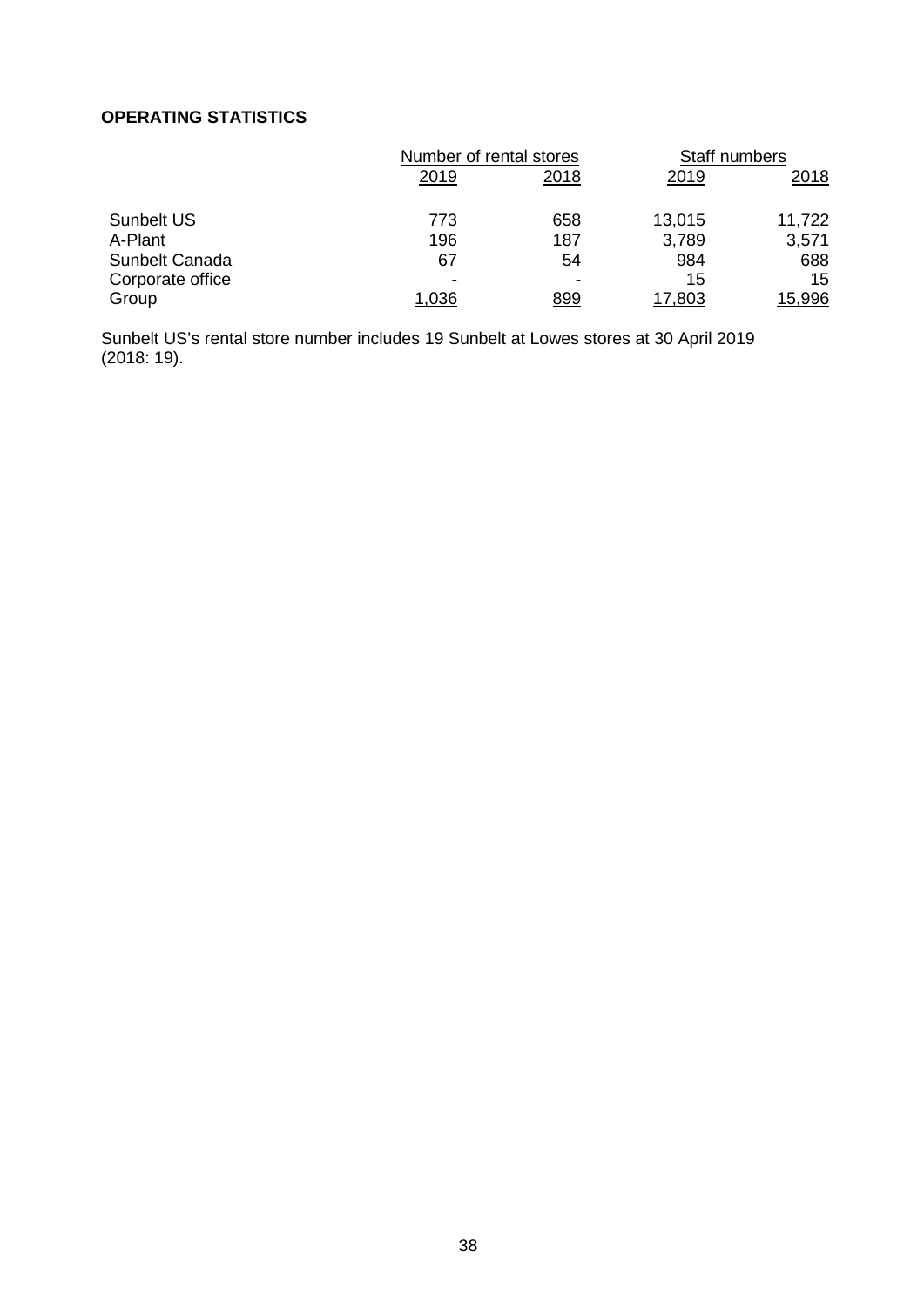**OPERATING STATISTICS**

| | Number of rental stores | | Staff numbers | |
|---|---|---|---|---|
| | 2019 | 2018 | 2019 | 2018 |
| Sunbelt US | 773 | 658 | 13,015 | 11,722 |
| A-Plant | 196 | 187 | 3,789 | 3,571 |
| Sunbelt Canada | 67 | 54 | 984 | 688 |
| Corporate office | - | - | 15 | 15 |
| Group | 1,036 | 899 | 17,803 | 15,996 |

Sunbelt US's rental store number includes 19 Sunbelt at Lowes stores at 30 April 2019 (2018: 19).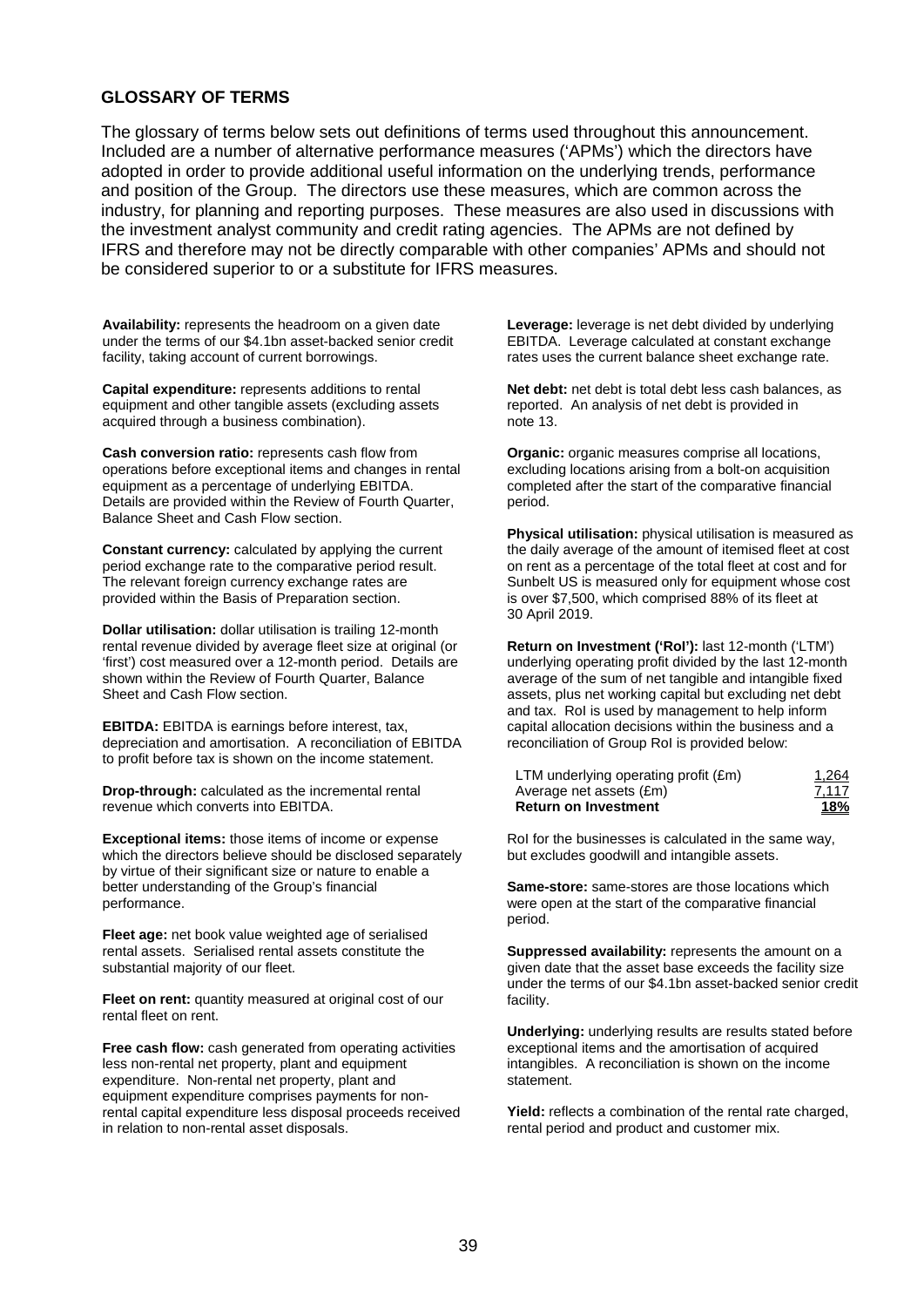## GLOSSARY OF TERMS

The glossary of terms below sets out definitions of terms used throughout this announcement. Included are a number of alternative performance measures ('APMs') which the directors have adopted in order to provide additional useful information on the underlying trends, performance and position of the Group. The directors use these measures, which are common across the industry, for planning and reporting purposes. These measures are also used in discussions with the investment analyst community and credit rating agencies. The APMs are not defined by IFRS and therefore may not be directly comparable with other companies' APMs and should not be considered superior to or a substitute for IFRS measures.

**Availability:** represents the headroom on a given date under the terms of our $4.1bn asset-backed senior credit facility, taking account of current borrowings.

**Capital expenditure:** represents additions to rental equipment and other tangible assets (excluding assets acquired through a business combination).

**Cash conversion ratio:** represents cash flow from operations before exceptional items and changes in rental equipment as a percentage of underlying EBITDA. Details are provided within the Review of Fourth Quarter, Balance Sheet and Cash Flow section.

**Constant currency:** calculated by applying the current period exchange rate to the comparative period result. The relevant foreign currency exchange rates are provided within the Basis of Preparation section.

**Dollar utilisation:** dollar utilisation is trailing 12-month rental revenue divided by average fleet size at original (or 'first') cost measured over a 12-month period. Details are shown within the Review of Fourth Quarter, Balance Sheet and Cash Flow section.

**EBITDA:** EBITDA is earnings before interest, tax, depreciation and amortisation. A reconciliation of EBITDA to profit before tax is shown on the income statement.

**Drop-through:** calculated as the incremental rental revenue which converts into EBITDA.

**Exceptional items:** those items of income or expense which the directors believe should be disclosed separately by virtue of their significant size or nature to enable a better understanding of the Group's financial performance.

**Fleet age:** net book value weighted age of serialised rental assets. Serialised rental assets constitute the substantial majority of our fleet.

**Fleet on rent:** quantity measured at original cost of our rental fleet on rent.

**Free cash flow:** cash generated from operating activities less non-rental net property, plant and equipment expenditure. Non-rental net property, plant and equipment expenditure comprises payments for non-rental capital expenditure less disposal proceeds received in relation to non-rental asset disposals.

**Leverage:** leverage is net debt divided by underlying EBITDA. Leverage calculated at constant exchange rates uses the current balance sheet exchange rate.

**Net debt:** net debt is total debt less cash balances, as reported. An analysis of net debt is provided in note 13.

**Organic:** organic measures comprise all locations, excluding locations arising from a bolt-on acquisition completed after the start of the comparative financial period.

**Physical utilisation:** physical utilisation is measured as the daily average of the amount of itemised fleet at cost on rent as a percentage of the total fleet at cost and for Sunbelt US is measured only for equipment whose cost is over $7,500, which comprised 88% of its fleet at 30 April 2019.

**Return on Investment ('RoI'):** last 12-month ('LTM') underlying operating profit divided by the last 12-month average of the sum of net tangible and intangible fixed assets, plus net working capital but excluding net debt and tax. RoI is used by management to help inform capital allocation decisions within the business and a reconciliation of Group RoI is provided below:

| | |
|---|---|
| LTM underlying operating profit (£m) | 1,264 |
| Average net assets (£m) | 7,117 |
| **Return on Investment** | **18%** |

RoI for the businesses is calculated in the same way, but excludes goodwill and intangible assets.

**Same-store:** same-stores are those locations which were open at the start of the comparative financial period.

**Suppressed availability:** represents the amount on a given date that the asset base exceeds the facility size under the terms of our $4.1bn asset-backed senior credit facility.

**Underlying:** underlying results are results stated before exceptional items and the amortisation of acquired intangibles. A reconciliation is shown on the income statement.

**Yield:** reflects a combination of the rental rate charged, rental period and product and customer mix.